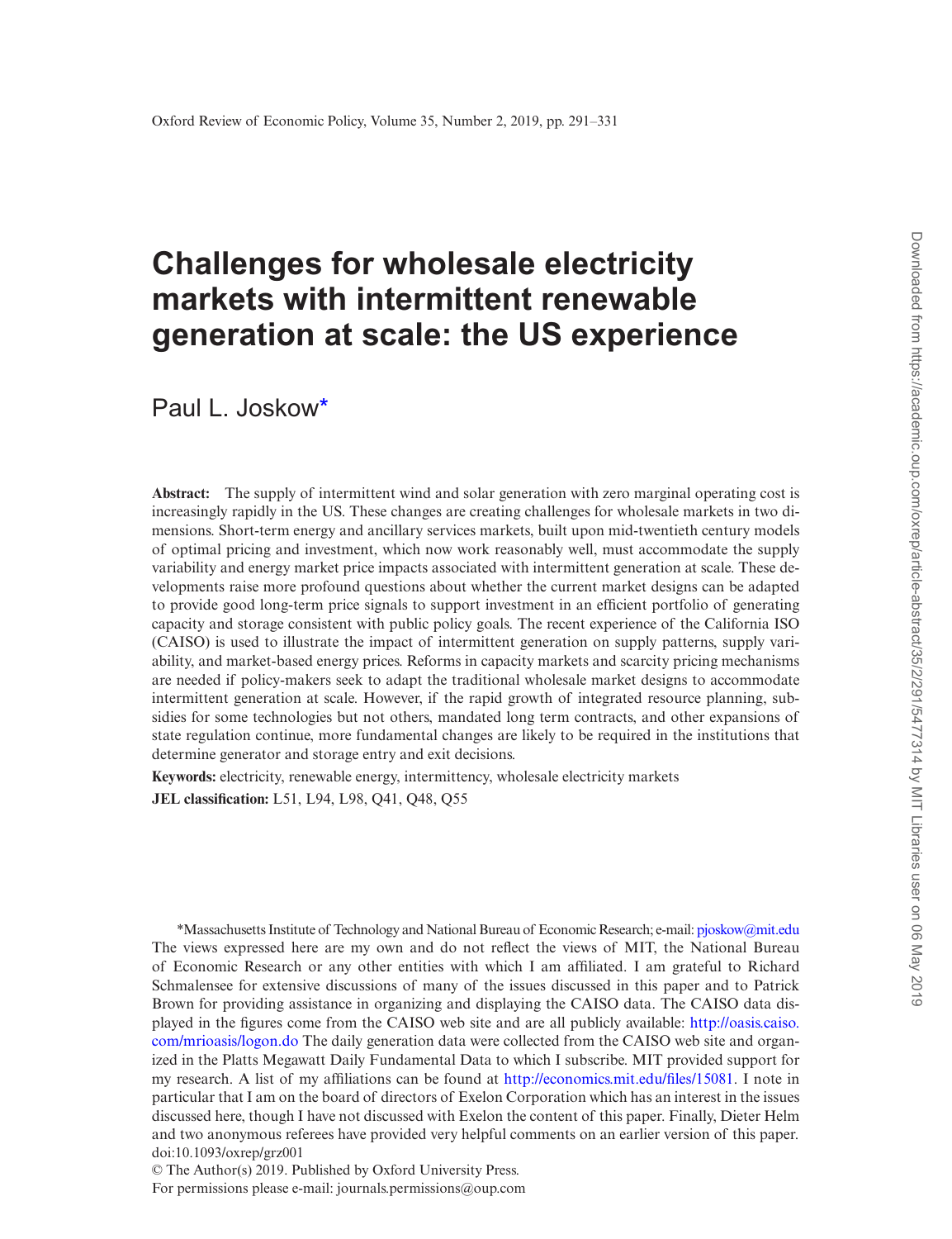# Challenges for wholesale electricity markets with intermittent renewable generation at scale: the US experience

Paul L. Joskow*

**Abstract:** The supply of intermittent wind and solar generation with zero marginal operating cost is increasingly rapidly in the US. These changes are creating challenges for wholesale markets in two dimensions. Short-term energy and ancillary services markets, built upon mid-twentieth century models of optimal pricing and investment, which now work reasonably well, must accommodate the supply variability and energy market price impacts associated with intermittent generation at scale. These developments raise more profound questions about whether the current market designs can be adapted to provide good long-term price signals to support investment in an efficient portfolio of generating capacity and storage consistent with public policy goals. The recent experience of the California ISO (CAISO) is used to illustrate the impact of intermittent generation on supply patterns, supply variability, and market-based energy prices. Reforms in capacity markets and scarcity pricing mechanisms are needed if policy-makers seek to adapt the traditional wholesale market designs to accommodate intermittent generation at scale. However, if the rapid growth of integrated resource planning, subsidies for some technologies but not others, mandated long term contracts, and other expansions of state regulation continue, more fundamental changes are likely to be required in the institutions that determine generator and storage entry and exit decisions.

**Keywords:** electricity, renewable energy, intermittency, wholesale electricity markets

**JEL classification:** L51, L94, L98, Q41, Q48, Q55

*Massachusetts Institute of Technology and National Bureau of Economic Research; e-mail: pjoskow@mit.edu

The views expressed here are my own and do not reflect the views of MIT, the National Bureau of Economic Research or any other entities with which I am affiliated. I am grateful to Richard Schmalensee for extensive discussions of many of the issues discussed in this paper and to Patrick Brown for providing assistance in organizing and displaying the CAISO data. The CAISO data displayed in the figures come from the CAISO web site and are all publicly available: http://oasis.caiso.com/mrioasis/logon.do The daily generation data were collected from the CAISO web site and organized in the Platts Megawatt Daily Fundamental Data to which I subscribe. MIT provided support for my research. A list of my affiliations can be found at http://economics.mit.edu/files/15081. I note in particular that I am on the board of directors of Exelon Corporation which has an interest in the issues discussed here, though I have not discussed with Exelon the content of this paper. Finally, Dieter Helm and two anonymous referees have provided very helpful comments on an earlier version of this paper.

doi:10.1093/oxrep/grz001

© The Author(s) 2019. Published by Oxford University Press.

For permissions please e-mail: journals.permissions@oup.com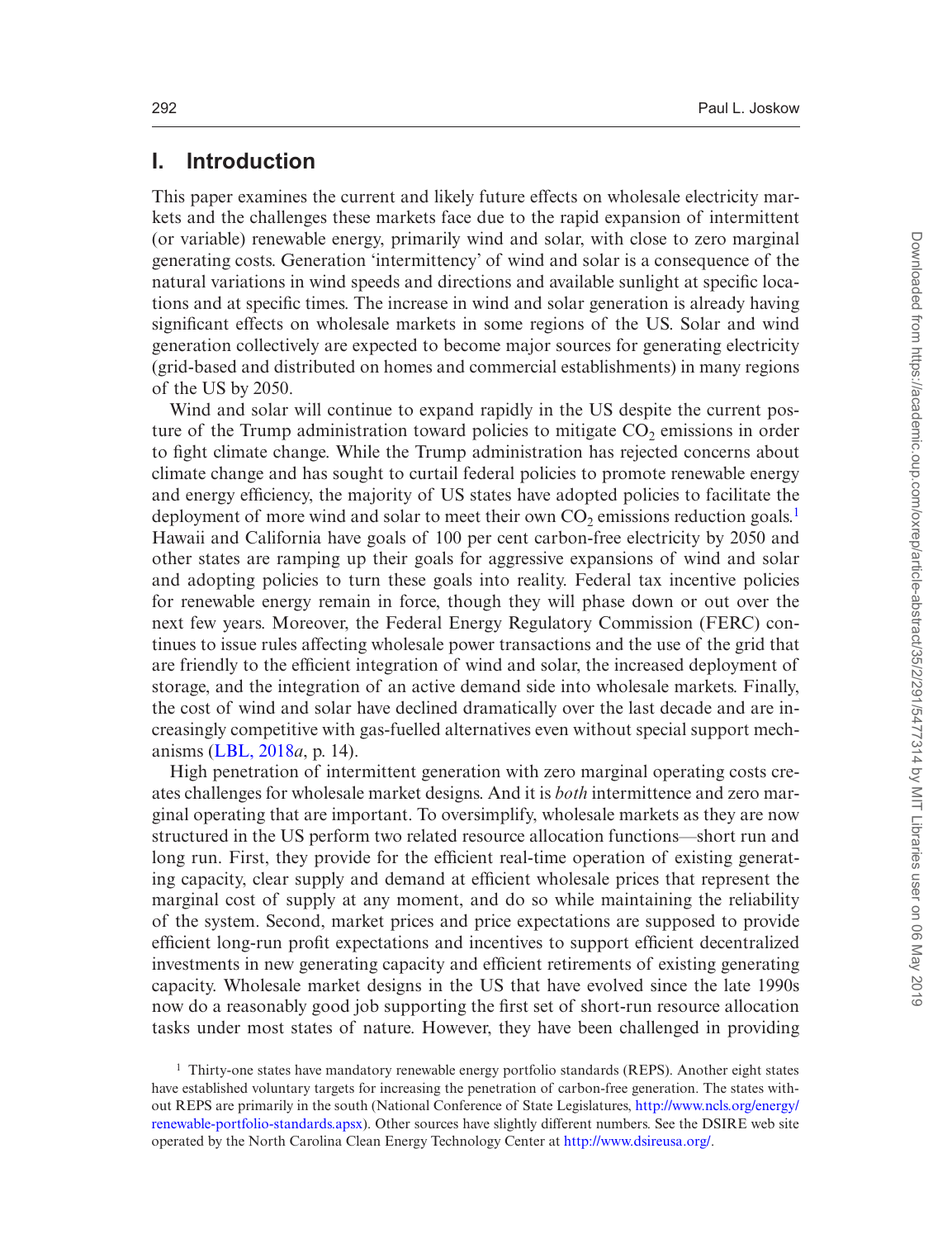## I. Introduction

This paper examines the current and likely future effects on wholesale electricity markets and the challenges these markets face due to the rapid expansion of intermittent (or variable) renewable energy, primarily wind and solar, with close to zero marginal generating costs. Generation 'intermittency' of wind and solar is a consequence of the natural variations in wind speeds and directions and available sunlight at specific locations and at specific times. The increase in wind and solar generation is already having significant effects on wholesale markets in some regions of the US. Solar and wind generation collectively are expected to become major sources for generating electricity (grid-based and distributed on homes and commercial establishments) in many regions of the US by 2050.

Wind and solar will continue to expand rapidly in the US despite the current posture of the Trump administration toward policies to mitigate $CO_2$ emissions in order to fight climate change. While the Trump administration has rejected concerns about climate change and has sought to curtail federal policies to promote renewable energy and energy efficiency, the majority of US states have adopted policies to facilitate the deployment of more wind and solar to meet their own $CO_2$ emissions reduction goals.[1] Hawaii and California have goals of 100 per cent carbon-free electricity by 2050 and other states are ramping up their goals for aggressive expansions of wind and solar and adopting policies to turn these goals into reality. Federal tax incentive policies for renewable energy remain in force, though they will phase down or out over the next few years. Moreover, the Federal Energy Regulatory Commission (FERC) continues to issue rules affecting wholesale power transactions and the use of the grid that are friendly to the efficient integration of wind and solar, the increased deployment of storage, and the integration of an active demand side into wholesale markets. Finally, the cost of wind and solar have declined dramatically over the last decade and are increasingly competitive with gas-fuelled alternatives even without special support mechanisms (LBL, 2018*a*, p. 14).

High penetration of intermittent generation with zero marginal operating costs creates challenges for wholesale market designs. And it is *both* intermittence and zero marginal operating that are important. To oversimplify, wholesale markets as they are now structured in the US perform two related resource allocation functions—short run and long run. First, they provide for the efficient real-time operation of existing generating capacity, clear supply and demand at efficient wholesale prices that represent the marginal cost of supply at any moment, and do so while maintaining the reliability of the system. Second, market prices and price expectations are supposed to provide efficient long-run profit expectations and incentives to support efficient decentralized investments in new generating capacity and efficient retirements of existing generating capacity. Wholesale market designs in the US that have evolved since the late 1990s now do a reasonably good job supporting the first set of short-run resource allocation tasks under most states of nature. However, they have been challenged in providing

[1] Thirty-one states have mandatory renewable energy portfolio standards (REPS). Another eight states have established voluntary targets for increasing the penetration of carbon-free generation. The states without REPS are primarily in the south (National Conference of State Legislatures, http://www.ncls.org/energy/renewable-portfolio-standards.apsx). Other sources have slightly different numbers. See the DSIRE web site operated by the North Carolina Clean Energy Technology Center at http://www.dsireusa.org/.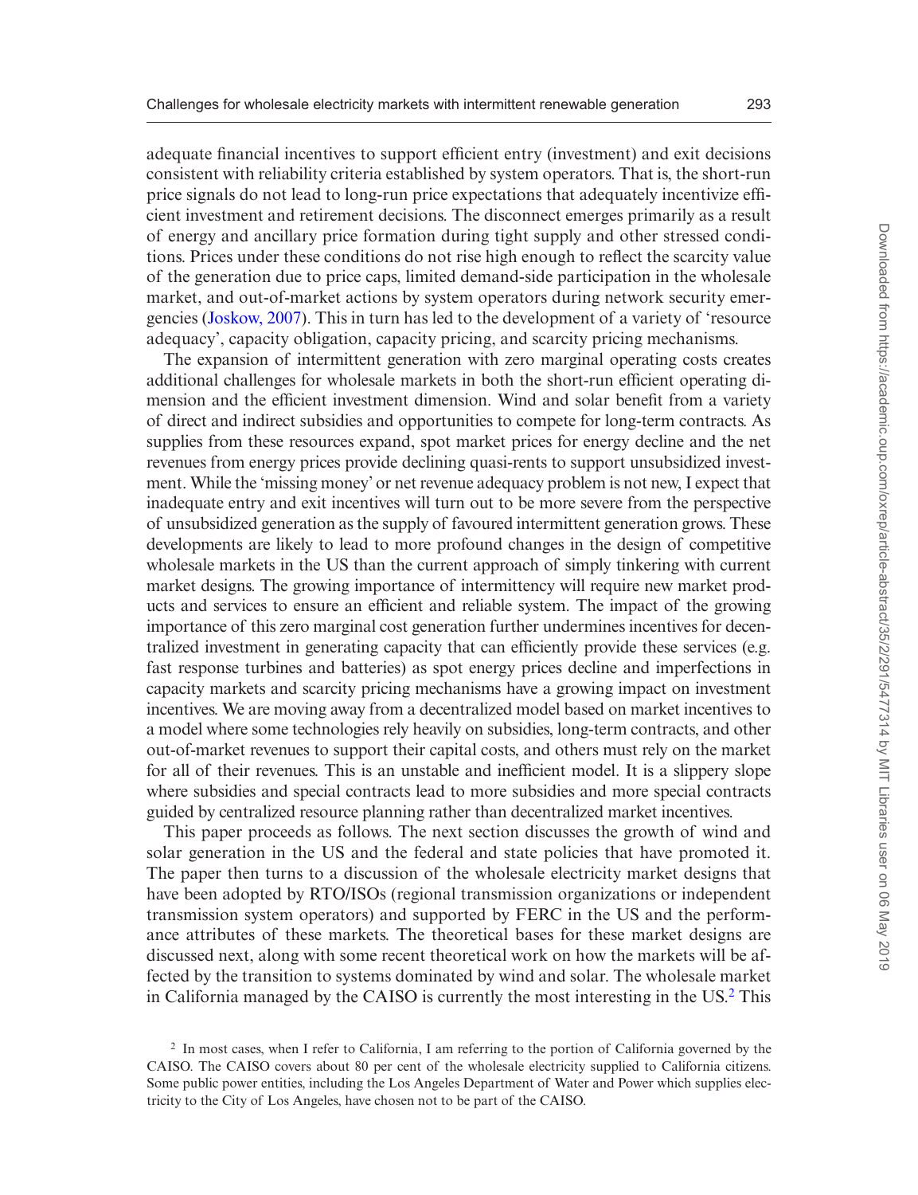adequate financial incentives to support efficient entry (investment) and exit decisions consistent with reliability criteria established by system operators. That is, the short-run price signals do not lead to long-run price expectations that adequately incentivize efficient investment and retirement decisions. The disconnect emerges primarily as a result of energy and ancillary price formation during tight supply and other stressed conditions. Prices under these conditions do not rise high enough to reflect the scarcity value of the generation due to price caps, limited demand-side participation in the wholesale market, and out-of-market actions by system operators during network security emergencies (Joskow, 2007). This in turn has led to the development of a variety of 'resource adequacy', capacity obligation, capacity pricing, and scarcity pricing mechanisms.

The expansion of intermittent generation with zero marginal operating costs creates additional challenges for wholesale markets in both the short-run efficient operating dimension and the efficient investment dimension. Wind and solar benefit from a variety of direct and indirect subsidies and opportunities to compete for long-term contracts. As supplies from these resources expand, spot market prices for energy decline and the net revenues from energy prices provide declining quasi-rents to support unsubsidized investment. While the 'missing money' or net revenue adequacy problem is not new, I expect that inadequate entry and exit incentives will turn out to be more severe from the perspective of unsubsidized generation as the supply of favoured intermittent generation grows. These developments are likely to lead to more profound changes in the design of competitive wholesale markets in the US than the current approach of simply tinkering with current market designs. The growing importance of intermittency will require new market products and services to ensure an efficient and reliable system. The impact of the growing importance of this zero marginal cost generation further undermines incentives for decentralized investment in generating capacity that can efficiently provide these services (e.g. fast response turbines and batteries) as spot energy prices decline and imperfections in capacity markets and scarcity pricing mechanisms have a growing impact on investment incentives. We are moving away from a decentralized model based on market incentives to a model where some technologies rely heavily on subsidies, long-term contracts, and other out-of-market revenues to support their capital costs, and others must rely on the market for all of their revenues. This is an unstable and inefficient model. It is a slippery slope where subsidies and special contracts lead to more subsidies and more special contracts guided by centralized resource planning rather than decentralized market incentives.

This paper proceeds as follows. The next section discusses the growth of wind and solar generation in the US and the federal and state policies that have promoted it. The paper then turns to a discussion of the wholesale electricity market designs that have been adopted by RTO/ISOs (regional transmission organizations or independent transmission system operators) and supported by FERC in the US and the performance attributes of these markets. The theoretical bases for these market designs are discussed next, along with some recent theoretical work on how the markets will be affected by the transition to systems dominated by wind and solar. The wholesale market in California managed by the CAISO is currently the most interesting in the US.[2] This

[2] In most cases, when I refer to California, I am referring to the portion of California governed by the CAISO. The CAISO covers about 80 per cent of the wholesale electricity supplied to California citizens. Some public power entities, including the Los Angeles Department of Water and Power which supplies electricity to the City of Los Angeles, have chosen not to be part of the CAISO.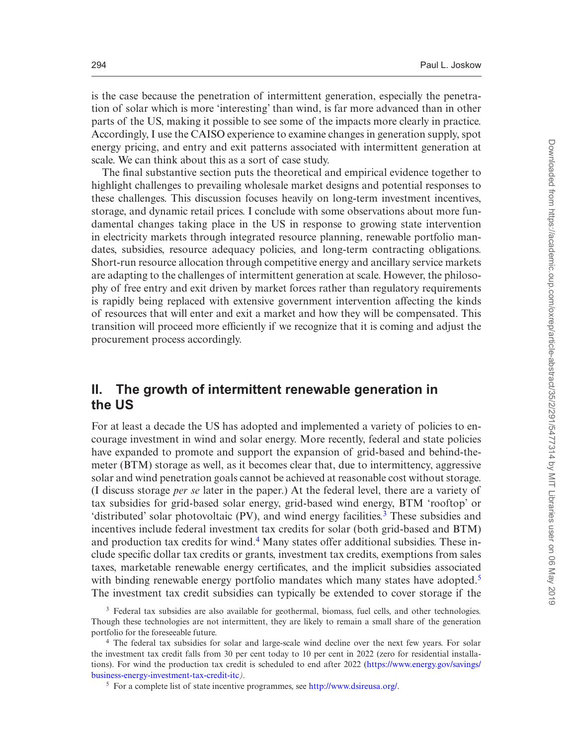is the case because the penetration of intermittent generation, especially the penetration of solar which is more 'interesting' than wind, is far more advanced than in other parts of the US, making it possible to see some of the impacts more clearly in practice. Accordingly, I use the CAISO experience to examine changes in generation supply, spot energy pricing, and entry and exit patterns associated with intermittent generation at scale. We can think about this as a sort of case study.

The final substantive section puts the theoretical and empirical evidence together to highlight challenges to prevailing wholesale market designs and potential responses to these challenges. This discussion focuses heavily on long-term investment incentives, storage, and dynamic retail prices. I conclude with some observations about more fundamental changes taking place in the US in response to growing state intervention in electricity markets through integrated resource planning, renewable portfolio mandates, subsidies, resource adequacy policies, and long-term contracting obligations. Short-run resource allocation through competitive energy and ancillary service markets are adapting to the challenges of intermittent generation at scale. However, the philosophy of free entry and exit driven by market forces rather than regulatory requirements is rapidly being replaced with extensive government intervention affecting the kinds of resources that will enter and exit a market and how they will be compensated. This transition will proceed more efficiently if we recognize that it is coming and adjust the procurement process accordingly.

## II. The growth of intermittent renewable generation in the US

For at least a decade the US has adopted and implemented a variety of policies to encourage investment in wind and solar energy. More recently, federal and state policies have expanded to promote and support the expansion of grid-based and behind-the-meter (BTM) storage as well, as it becomes clear that, due to intermittency, aggressive solar and wind penetration goals cannot be achieved at reasonable cost without storage. (I discuss storage *per se* later in the paper.) At the federal level, there are a variety of tax subsidies for grid-based solar energy, grid-based wind energy, BTM 'rooftop' or 'distributed' solar photovoltaic (PV), and wind energy facilities.[3] These subsidies and incentives include federal investment tax credits for solar (both grid-based and BTM) and production tax credits for wind.[4] Many states offer additional subsidies. These include specific dollar tax credits or grants, investment tax credits, exemptions from sales taxes, marketable renewable energy certificates, and the implicit subsidies associated with binding renewable energy portfolio mandates which many states have adopted.[5] The investment tax credit subsidies can typically be extended to cover storage if the

[3] Federal tax subsidies are also available for geothermal, biomass, fuel cells, and other technologies. Though these technologies are not intermittent, they are likely to remain a small share of the generation portfolio for the foreseeable future.

[4] The federal tax subsidies for solar and large-scale wind decline over the next few years. For solar the investment tax credit falls from 30 per cent today to 10 per cent in 2022 (zero for residential installations). For wind the production tax credit is scheduled to end after 2022 (https://www.energy.gov/savings/business-energy-investment-tax-credit-itc).

[5] For a complete list of state incentive programmes, see http://www.dsireusa.org/.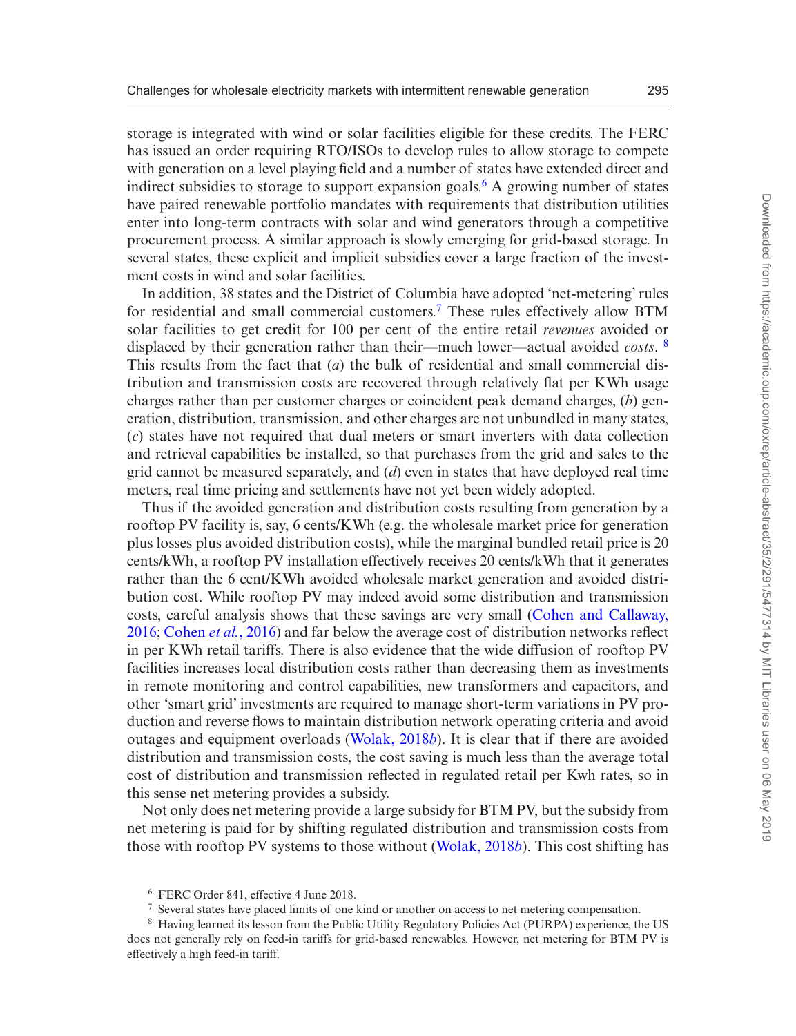storage is integrated with wind or solar facilities eligible for these credits. The FERC has issued an order requiring RTO/ISOs to develop rules to allow storage to compete with generation on a level playing field and a number of states have extended direct and indirect subsidies to storage to support expansion goals.[6] A growing number of states have paired renewable portfolio mandates with requirements that distribution utilities enter into long-term contracts with solar and wind generators through a competitive procurement process. A similar approach is slowly emerging for grid-based storage. In several states, these explicit and implicit subsidies cover a large fraction of the investment costs in wind and solar facilities.

In addition, 38 states and the District of Columbia have adopted 'net-metering' rules for residential and small commercial customers.[7] These rules effectively allow BTM solar facilities to get credit for 100 per cent of the entire retail *revenues* avoided or displaced by their generation rather than their—much lower—actual avoided *costs*. [8] This results from the fact that (*a*) the bulk of residential and small commercial distribution and transmission costs are recovered through relatively flat per KWh usage charges rather than per customer charges or coincident peak demand charges, (*b*) generation, distribution, transmission, and other charges are not unbundled in many states, (*c*) states have not required that dual meters or smart inverters with data collection and retrieval capabilities be installed, so that purchases from the grid and sales to the grid cannot be measured separately, and (*d*) even in states that have deployed real time meters, real time pricing and settlements have not yet been widely adopted.

Thus if the avoided generation and distribution costs resulting from generation by a rooftop PV facility is, say, 6 cents/KWh (e.g. the wholesale market price for generation plus losses plus avoided distribution costs), while the marginal bundled retail price is 20 cents/kWh, a rooftop PV installation effectively receives 20 cents/kWh that it generates rather than the 6 cent/KWh avoided wholesale market generation and avoided distribution cost. While rooftop PV may indeed avoid some distribution and transmission costs, careful analysis shows that these savings are very small (Cohen and Callaway, 2016; Cohen *et al.*, 2016) and far below the average cost of distribution networks reflect in per KWh retail tariffs. There is also evidence that the wide diffusion of rooftop PV facilities increases local distribution costs rather than decreasing them as investments in remote monitoring and control capabilities, new transformers and capacitors, and other 'smart grid' investments are required to manage short-term variations in PV production and reverse flows to maintain distribution network operating criteria and avoid outages and equipment overloads (Wolak, 2018*b*). It is clear that if there are avoided distribution and transmission costs, the cost saving is much less than the average total cost of distribution and transmission reflected in regulated retail per Kwh rates, so in this sense net metering provides a subsidy.

Not only does net metering provide a large subsidy for BTM PV, but the subsidy from net metering is paid for by shifting regulated distribution and transmission costs from those with rooftop PV systems to those without (Wolak, 2018*b*). This cost shifting has

[6] FERC Order 841, effective 4 June 2018.

[7] Several states have placed limits of one kind or another on access to net metering compensation.

[8] Having learned its lesson from the Public Utility Regulatory Policies Act (PURPA) experience, the US does not generally rely on feed-in tariffs for grid-based renewables. However, net metering for BTM PV is effectively a high feed-in tariff.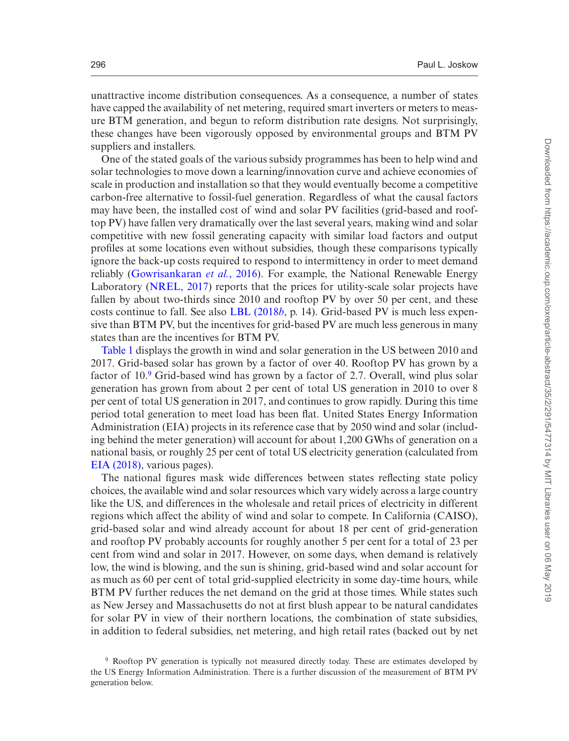unattractive income distribution consequences. As a consequence, a number of states have capped the availability of net metering, required smart inverters or meters to measure BTM generation, and begun to reform distribution rate designs. Not surprisingly, these changes have been vigorously opposed by environmental groups and BTM PV suppliers and installers.

One of the stated goals of the various subsidy programmes has been to help wind and solar technologies to move down a learning/innovation curve and achieve economies of scale in production and installation so that they would eventually become a competitive carbon-free alternative to fossil-fuel generation. Regardless of what the causal factors may have been, the installed cost of wind and solar PV facilities (grid-based and rooftop PV) have fallen very dramatically over the last several years, making wind and solar competitive with new fossil generating capacity with similar load factors and output profiles at some locations even without subsidies, though these comparisons typically ignore the back-up costs required to respond to intermittency in order to meet demand reliably (Gowrisankaran *et al.*, 2016). For example, the National Renewable Energy Laboratory (NREL, 2017) reports that the prices for utility-scale solar projects have fallen by about two-thirds since 2010 and rooftop PV by over 50 per cent, and these costs continue to fall. See also LBL (2018*b*, p. 14). Grid-based PV is much less expensive than BTM PV, but the incentives for grid-based PV are much less generous in many states than are the incentives for BTM PV.

Table 1 displays the growth in wind and solar generation in the US between 2010 and 2017. Grid-based solar has grown by a factor of over 40. Rooftop PV has grown by a factor of 10.[9] Grid-based wind has grown by a factor of 2.7. Overall, wind plus solar generation has grown from about 2 per cent of total US generation in 2010 to over 8 per cent of total US generation in 2017, and continues to grow rapidly. During this time period total generation to meet load has been flat. United States Energy Information Administration (EIA) projects in its reference case that by 2050 wind and solar (including behind the meter generation) will account for about 1,200 GWhs of generation on a national basis, or roughly 25 per cent of total US electricity generation (calculated from EIA (2018), various pages).

The national figures mask wide differences between states reflecting state policy choices, the available wind and solar resources which vary widely across a large country like the US, and differences in the wholesale and retail prices of electricity in different regions which affect the ability of wind and solar to compete. In California (CAISO), grid-based solar and wind already account for about 18 per cent of grid-generation and rooftop PV probably accounts for roughly another 5 per cent for a total of 23 per cent from wind and solar in 2017. However, on some days, when demand is relatively low, the wind is blowing, and the sun is shining, grid-based wind and solar account for as much as 60 per cent of total grid-supplied electricity in some day-time hours, while BTM PV further reduces the net demand on the grid at those times. While states such as New Jersey and Massachusetts do not at first blush appear to be natural candidates for solar PV in view of their northern locations, the combination of state subsidies, in addition to federal subsidies, net metering, and high retail rates (backed out by net

[9] Rooftop PV generation is typically not measured directly today. These are estimates developed by the US Energy Information Administration. There is a further discussion of the measurement of BTM PV generation below.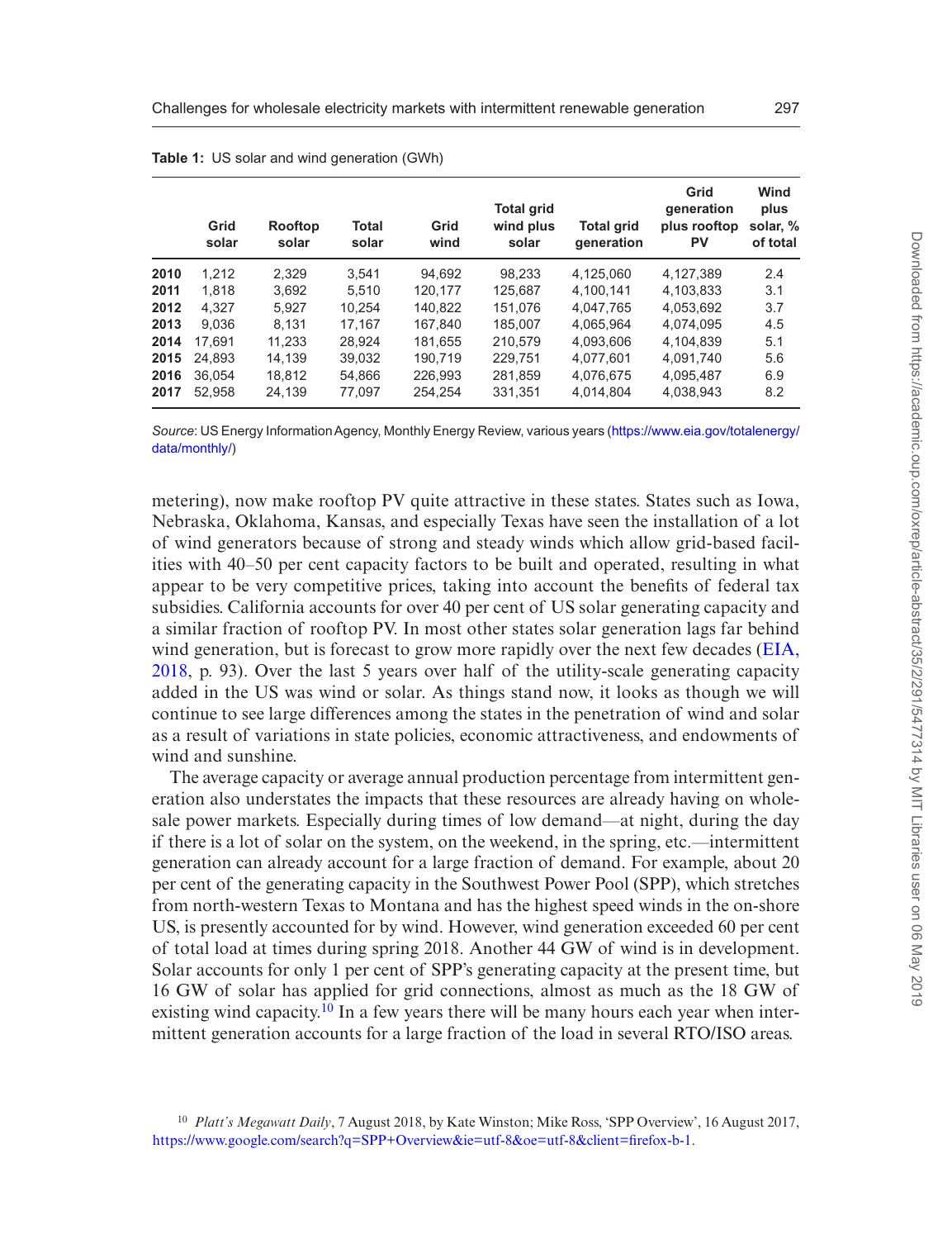**Table 1:** US solar and wind generation (GWh)

| | Grid solar | Rooftop solar | Total solar | Grid wind | Total grid wind plus solar | Total grid generation | Grid generation plus rooftop PV | Wind plus solar, % of total |
|---|---|---|---|---|---|---|---|---|
| **2010** | 1,212 | 2,329 | 3,541 | 94,692 | 98,233 | 4,125,060 | 4,127,389 | 2.4 |
| **2011** | 1,818 | 3,692 | 5,510 | 120,177 | 125,687 | 4,100,141 | 4,103,833 | 3.1 |
| **2012** | 4,327 | 5,927 | 10,254 | 140,822 | 151,076 | 4,047,765 | 4,053,692 | 3.7 |
| **2013** | 9,036 | 8,131 | 17,167 | 167,840 | 185,007 | 4,065,964 | 4,074,095 | 4.5 |
| **2014** | 17,691 | 11,233 | 28,924 | 181,655 | 210,579 | 4,093,606 | 4,104,839 | 5.1 |
| **2015** | 24,893 | 14,139 | 39,032 | 190,719 | 229,751 | 4,077,601 | 4,091,740 | 5.6 |
| **2016** | 36,054 | 18,812 | 54,866 | 226,993 | 281,859 | 4,076,675 | 4,095,487 | 6.9 |
| **2017** | 52,958 | 24,139 | 77,097 | 254,254 | 331,351 | 4,014,804 | 4,038,943 | 8.2 |

*Source*: US Energy Information Agency, Monthly Energy Review, various years (https://www.eia.gov/totalenergy/data/monthly/)

metering), now make rooftop PV quite attractive in these states. States such as Iowa, Nebraska, Oklahoma, Kansas, and especially Texas have seen the installation of a lot of wind generators because of strong and steady winds which allow grid-based facilities with 40–50 per cent capacity factors to be built and operated, resulting in what appear to be very competitive prices, taking into account the benefits of federal tax subsidies. California accounts for over 40 per cent of US solar generating capacity and a similar fraction of rooftop PV. In most other states solar generation lags far behind wind generation, but is forecast to grow more rapidly over the next few decades (EIA, 2018, p. 93). Over the last 5 years over half of the utility-scale generating capacity added in the US was wind or solar. As things stand now, it looks as though we will continue to see large differences among the states in the penetration of wind and solar as a result of variations in state policies, economic attractiveness, and endowments of wind and sunshine.

The average capacity or average annual production percentage from intermittent generation also understates the impacts that these resources are already having on wholesale power markets. Especially during times of low demand—at night, during the day if there is a lot of solar on the system, on the weekend, in the spring, etc.—intermittent generation can already account for a large fraction of demand. For example, about 20 per cent of the generating capacity in the Southwest Power Pool (SPP), which stretches from north-western Texas to Montana and has the highest speed winds in the on-shore US, is presently accounted for by wind. However, wind generation exceeded 60 per cent of total load at times during spring 2018. Another 44 GW of wind is in development. Solar accounts for only 1 per cent of SPP's generating capacity at the present time, but 16 GW of solar has applied for grid connections, almost as much as the 18 GW of existing wind capacity.[10] In a few years there will be many hours each year when intermittent generation accounts for a large fraction of the load in several RTO/ISO areas.

[10] *Platt's Megawatt Daily*, 7 August 2018, by Kate Winston; Mike Ross, 'SPP Overview', 16 August 2017, https://www.google.com/search?q=SPP+Overview&ie=utf-8&oe=utf-8&client=firefox-b-1.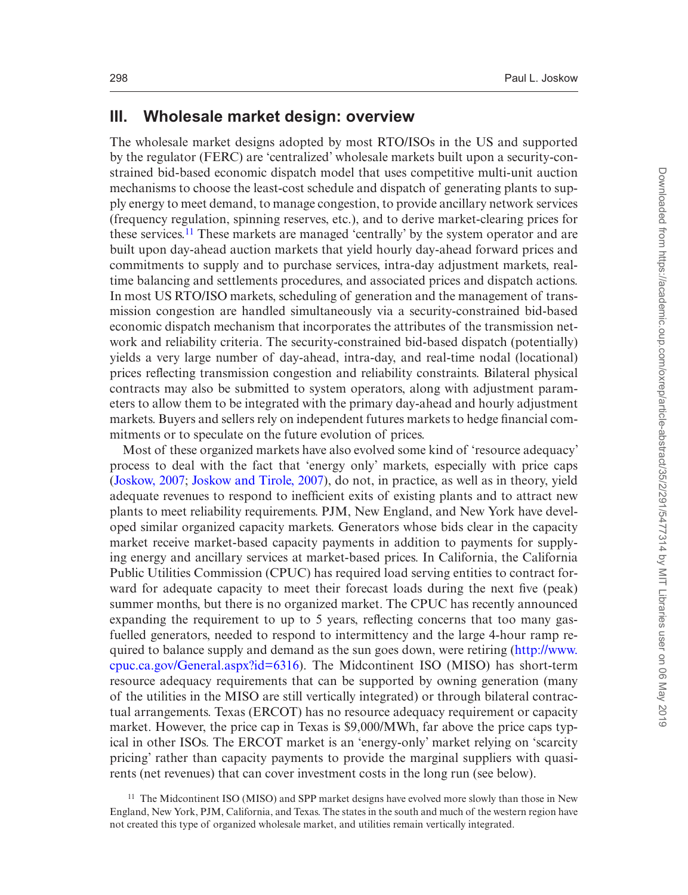## III. Wholesale market design: overview

The wholesale market designs adopted by most RTO/ISOs in the US and supported by the regulator (FERC) are 'centralized' wholesale markets built upon a security-constrained bid-based economic dispatch model that uses competitive multi-unit auction mechanisms to choose the least-cost schedule and dispatch of generating plants to supply energy to meet demand, to manage congestion, to provide ancillary network services (frequency regulation, spinning reserves, etc.), and to derive market-clearing prices for these services.[11] These markets are managed 'centrally' by the system operator and are built upon day-ahead auction markets that yield hourly day-ahead forward prices and commitments to supply and to purchase services, intra-day adjustment markets, real-time balancing and settlements procedures, and associated prices and dispatch actions. In most US RTO/ISO markets, scheduling of generation and the management of transmission congestion are handled simultaneously via a security-constrained bid-based economic dispatch mechanism that incorporates the attributes of the transmission network and reliability criteria. The security-constrained bid-based dispatch (potentially) yields a very large number of day-ahead, intra-day, and real-time nodal (locational) prices reflecting transmission congestion and reliability constraints. Bilateral physical contracts may also be submitted to system operators, along with adjustment parameters to allow them to be integrated with the primary day-ahead and hourly adjustment markets. Buyers and sellers rely on independent futures markets to hedge financial commitments or to speculate on the future evolution of prices.

Most of these organized markets have also evolved some kind of 'resource adequacy' process to deal with the fact that 'energy only' markets, especially with price caps (Joskow, 2007; Joskow and Tirole, 2007), do not, in practice, as well as in theory, yield adequate revenues to respond to inefficient exits of existing plants and to attract new plants to meet reliability requirements. PJM, New England, and New York have developed similar organized capacity markets. Generators whose bids clear in the capacity market receive market-based capacity payments in addition to payments for supplying energy and ancillary services at market-based prices. In California, the California Public Utilities Commission (CPUC) has required load serving entities to contract forward for adequate capacity to meet their forecast loads during the next five (peak) summer months, but there is no organized market. The CPUC has recently announced expanding the requirement to up to 5 years, reflecting concerns that too many gas-fuelled generators, needed to respond to intermittency and the large 4-hour ramp required to balance supply and demand as the sun goes down, were retiring (http://www.cpuc.ca.gov/General.aspx?id=6316). The Midcontinent ISO (MISO) has short-term resource adequacy requirements that can be supported by owning generation (many of the utilities in the MISO are still vertically integrated) or through bilateral contractual arrangements. Texas (ERCOT) has no resource adequacy requirement or capacity market. However, the price cap in Texas is $9,000/MWh, far above the price caps typical in other ISOs. The ERCOT market is an 'energy-only' market relying on 'scarcity pricing' rather than capacity payments to provide the marginal suppliers with quasi-rents (net revenues) that can cover investment costs in the long run (see below).

[11] The Midcontinent ISO (MISO) and SPP market designs have evolved more slowly than those in New England, New York, PJM, California, and Texas. The states in the south and much of the western region have not created this type of organized wholesale market, and utilities remain vertically integrated.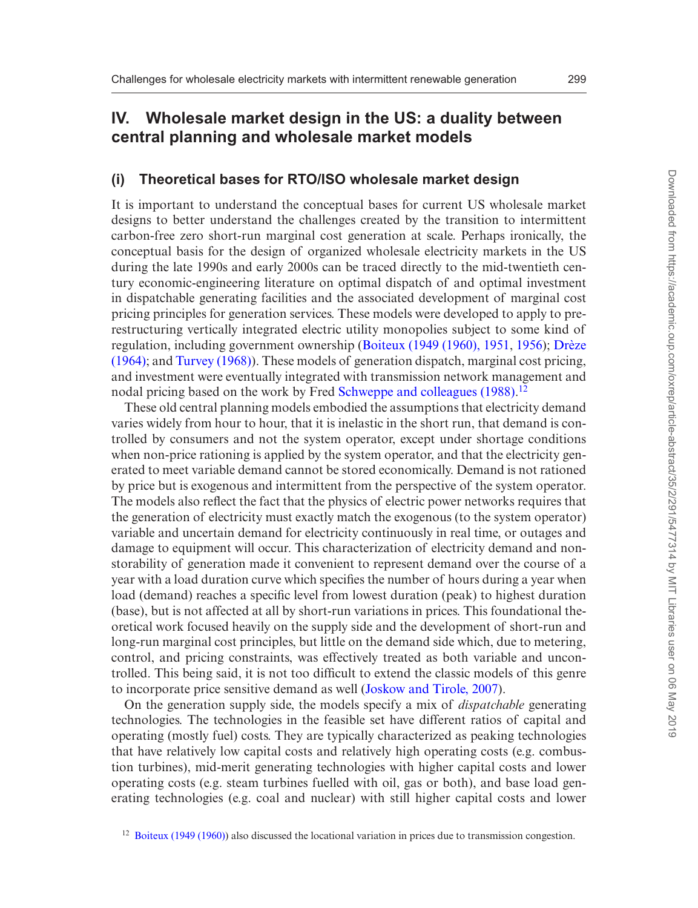## IV. Wholesale market design in the US: a duality between central planning and wholesale market models

### (i) Theoretical bases for RTO/ISO wholesale market design

It is important to understand the conceptual bases for current US wholesale market designs to better understand the challenges created by the transition to intermittent carbon-free zero short-run marginal cost generation at scale. Perhaps ironically, the conceptual basis for the design of organized wholesale electricity markets in the US during the late 1990s and early 2000s can be traced directly to the mid-twentieth century economic-engineering literature on optimal dispatch of and optimal investment in dispatchable generating facilities and the associated development of marginal cost pricing principles for generation services. These models were developed to apply to pre-restructuring vertically integrated electric utility monopolies subject to some kind of regulation, including government ownership (Boiteux (1949 (1960), 1951, 1956); Drèze (1964); and Turvey (1968)). These models of generation dispatch, marginal cost pricing, and investment were eventually integrated with transmission network management and nodal pricing based on the work by Fred Schweppe and colleagues (1988).[12]

These old central planning models embodied the assumptions that electricity demand varies widely from hour to hour, that it is inelastic in the short run, that demand is controlled by consumers and not the system operator, except under shortage conditions when non-price rationing is applied by the system operator, and that the electricity generated to meet variable demand cannot be stored economically. Demand is not rationed by price but is exogenous and intermittent from the perspective of the system operator. The models also reflect the fact that the physics of electric power networks requires that the generation of electricity must exactly match the exogenous (to the system operator) variable and uncertain demand for electricity continuously in real time, or outages and damage to equipment will occur. This characterization of electricity demand and non-storability of generation made it convenient to represent demand over the course of a year with a load duration curve which specifies the number of hours during a year when load (demand) reaches a specific level from lowest duration (peak) to highest duration (base), but is not affected at all by short-run variations in prices. This foundational theoretical work focused heavily on the supply side and the development of short-run and long-run marginal cost principles, but little on the demand side which, due to metering, control, and pricing constraints, was effectively treated as both variable and uncontrolled. This being said, it is not too difficult to extend the classic models of this genre to incorporate price sensitive demand as well (Joskow and Tirole, 2007).

On the generation supply side, the models specify a mix of *dispatchable* generating technologies. The technologies in the feasible set have different ratios of capital and operating (mostly fuel) costs. They are typically characterized as peaking technologies that have relatively low capital costs and relatively high operating costs (e.g. combustion turbines), mid-merit generating technologies with higher capital costs and lower operating costs (e.g. steam turbines fuelled with oil, gas or both), and base load generating technologies (e.g. coal and nuclear) with still higher capital costs and lower

[12] Boiteux (1949 (1960)) also discussed the locational variation in prices due to transmission congestion.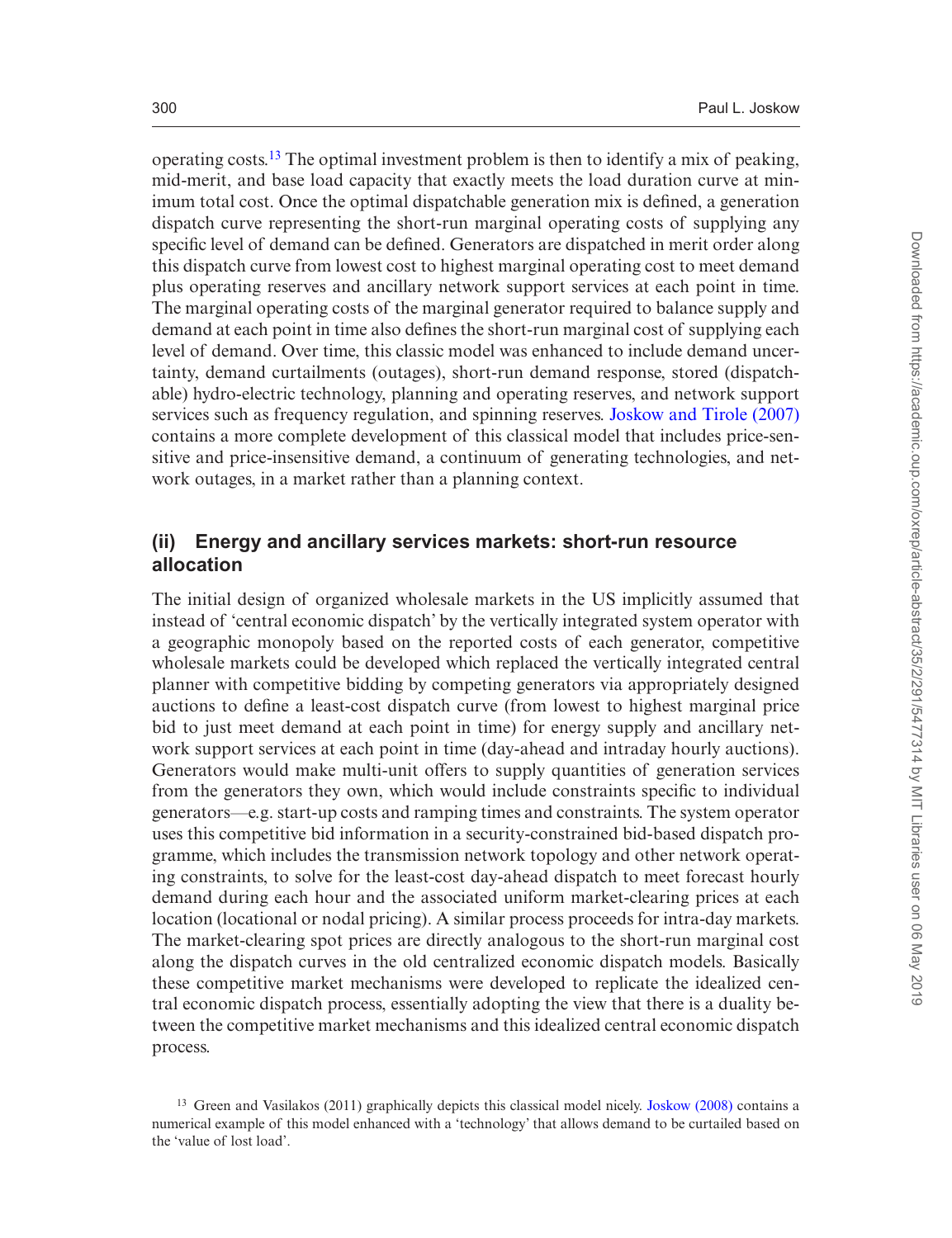operating costs.[13] The optimal investment problem is then to identify a mix of peaking, mid-merit, and base load capacity that exactly meets the load duration curve at minimum total cost. Once the optimal dispatchable generation mix is defined, a generation dispatch curve representing the short-run marginal operating costs of supplying any specific level of demand can be defined. Generators are dispatched in merit order along this dispatch curve from lowest cost to highest marginal operating cost to meet demand plus operating reserves and ancillary network support services at each point in time. The marginal operating costs of the marginal generator required to balance supply and demand at each point in time also defines the short-run marginal cost of supplying each level of demand. Over time, this classic model was enhanced to include demand uncertainty, demand curtailments (outages), short-run demand response, stored (dispatchable) hydro-electric technology, planning and operating reserves, and network support services such as frequency regulation, and spinning reserves. Joskow and Tirole (2007) contains a more complete development of this classical model that includes price-sensitive and price-insensitive demand, a continuum of generating technologies, and network outages, in a market rather than a planning context.

## (ii) Energy and ancillary services markets: short-run resource allocation

The initial design of organized wholesale markets in the US implicitly assumed that instead of 'central economic dispatch' by the vertically integrated system operator with a geographic monopoly based on the reported costs of each generator, competitive wholesale markets could be developed which replaced the vertically integrated central planner with competitive bidding by competing generators via appropriately designed auctions to define a least-cost dispatch curve (from lowest to highest marginal price bid to just meet demand at each point in time) for energy supply and ancillary network support services at each point in time (day-ahead and intraday hourly auctions). Generators would make multi-unit offers to supply quantities of generation services from the generators they own, which would include constraints specific to individual generators—e.g. start-up costs and ramping times and constraints. The system operator uses this competitive bid information in a security-constrained bid-based dispatch programme, which includes the transmission network topology and other network operating constraints, to solve for the least-cost day-ahead dispatch to meet forecast hourly demand during each hour and the associated uniform market-clearing prices at each location (locational or nodal pricing). A similar process proceeds for intra-day markets. The market-clearing spot prices are directly analogous to the short-run marginal cost along the dispatch curves in the old centralized economic dispatch models. Basically these competitive market mechanisms were developed to replicate the idealized central economic dispatch process, essentially adopting the view that there is a duality between the competitive market mechanisms and this idealized central economic dispatch process.

[13] Green and Vasilakos (2011) graphically depicts this classical model nicely. Joskow (2008) contains a numerical example of this model enhanced with a 'technology' that allows demand to be curtailed based on the 'value of lost load'.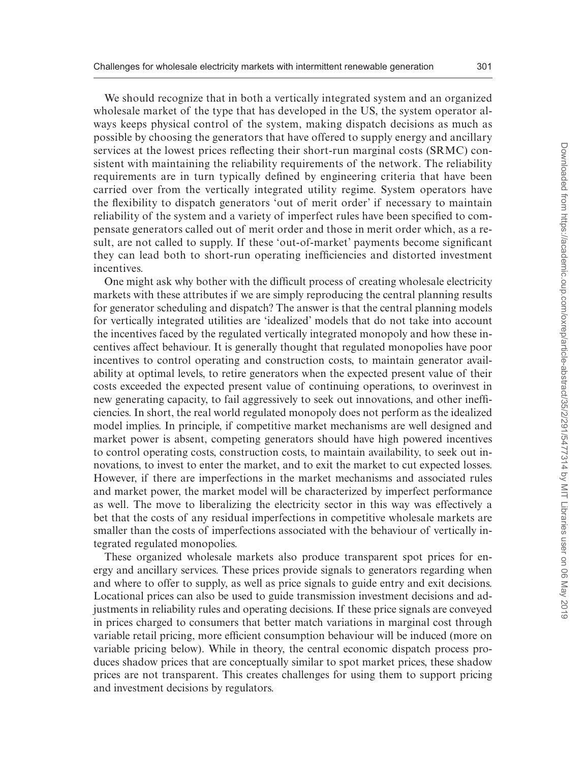We should recognize that in both a vertically integrated system and an organized wholesale market of the type that has developed in the US, the system operator always keeps physical control of the system, making dispatch decisions as much as possible by choosing the generators that have offered to supply energy and ancillary services at the lowest prices reflecting their short-run marginal costs (SRMC) consistent with maintaining the reliability requirements of the network. The reliability requirements are in turn typically defined by engineering criteria that have been carried over from the vertically integrated utility regime. System operators have the flexibility to dispatch generators 'out of merit order' if necessary to maintain reliability of the system and a variety of imperfect rules have been specified to compensate generators called out of merit order and those in merit order which, as a result, are not called to supply. If these 'out-of-market' payments become significant they can lead both to short-run operating inefficiencies and distorted investment incentives.

One might ask why bother with the difficult process of creating wholesale electricity markets with these attributes if we are simply reproducing the central planning results for generator scheduling and dispatch? The answer is that the central planning models for vertically integrated utilities are 'idealized' models that do not take into account the incentives faced by the regulated vertically integrated monopoly and how these incentives affect behaviour. It is generally thought that regulated monopolies have poor incentives to control operating and construction costs, to maintain generator availability at optimal levels, to retire generators when the expected present value of their costs exceeded the expected present value of continuing operations, to overinvest in new generating capacity, to fail aggressively to seek out innovations, and other inefficiencies. In short, the real world regulated monopoly does not perform as the idealized model implies. In principle, if competitive market mechanisms are well designed and market power is absent, competing generators should have high powered incentives to control operating costs, construction costs, to maintain availability, to seek out innovations, to invest to enter the market, and to exit the market to cut expected losses. However, if there are imperfections in the market mechanisms and associated rules and market power, the market model will be characterized by imperfect performance as well. The move to liberalizing the electricity sector in this way was effectively a bet that the costs of any residual imperfections in competitive wholesale markets are smaller than the costs of imperfections associated with the behaviour of vertically integrated regulated monopolies.

These organized wholesale markets also produce transparent spot prices for energy and ancillary services. These prices provide signals to generators regarding when and where to offer to supply, as well as price signals to guide entry and exit decisions. Locational prices can also be used to guide transmission investment decisions and adjustments in reliability rules and operating decisions. If these price signals are conveyed in prices charged to consumers that better match variations in marginal cost through variable retail pricing, more efficient consumption behaviour will be induced (more on variable pricing below). While in theory, the central economic dispatch process produces shadow prices that are conceptually similar to spot market prices, these shadow prices are not transparent. This creates challenges for using them to support pricing and investment decisions by regulators.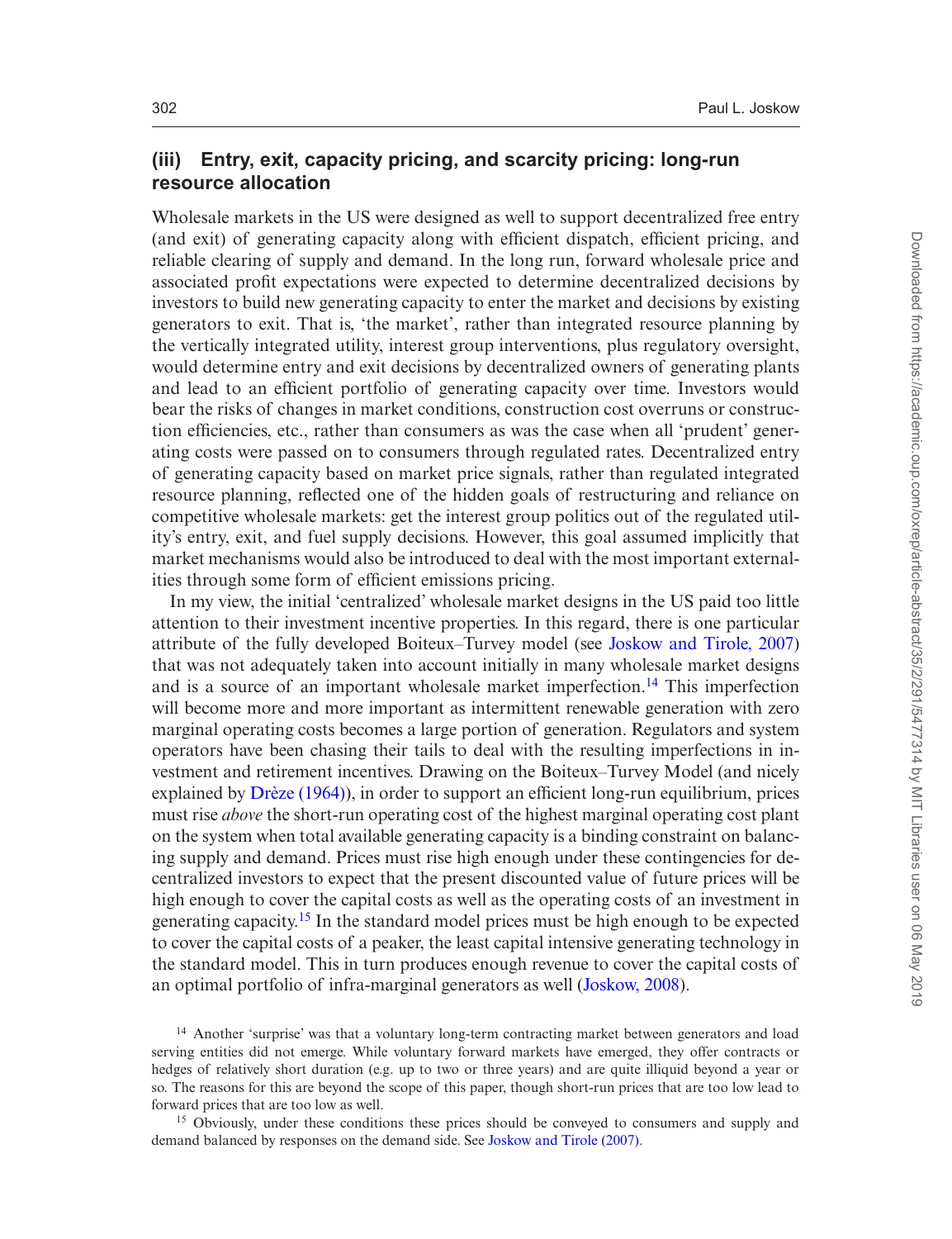### (iii) Entry, exit, capacity pricing, and scarcity pricing: long-run resource allocation

Wholesale markets in the US were designed as well to support decentralized free entry (and exit) of generating capacity along with efficient dispatch, efficient pricing, and reliable clearing of supply and demand. In the long run, forward wholesale price and associated profit expectations were expected to determine decentralized decisions by investors to build new generating capacity to enter the market and decisions by existing generators to exit. That is, 'the market', rather than integrated resource planning by the vertically integrated utility, interest group interventions, plus regulatory oversight, would determine entry and exit decisions by decentralized owners of generating plants and lead to an efficient portfolio of generating capacity over time. Investors would bear the risks of changes in market conditions, construction cost overruns or construction efficiencies, etc., rather than consumers as was the case when all 'prudent' generating costs were passed on to consumers through regulated rates. Decentralized entry of generating capacity based on market price signals, rather than regulated integrated resource planning, reflected one of the hidden goals of restructuring and reliance on competitive wholesale markets: get the interest group politics out of the regulated utility's entry, exit, and fuel supply decisions. However, this goal assumed implicitly that market mechanisms would also be introduced to deal with the most important externalities through some form of efficient emissions pricing.

In my view, the initial 'centralized' wholesale market designs in the US paid too little attention to their investment incentive properties. In this regard, there is one particular attribute of the fully developed Boiteux–Turvey model (see Joskow and Tirole, 2007) that was not adequately taken into account initially in many wholesale market designs and is a source of an important wholesale market imperfection.[14] This imperfection will become more and more important as intermittent renewable generation with zero marginal operating costs becomes a large portion of generation. Regulators and system operators have been chasing their tails to deal with the resulting imperfections in investment and retirement incentives. Drawing on the Boiteux–Turvey Model (and nicely explained by Drèze (1964)), in order to support an efficient long-run equilibrium, prices must rise *above* the short-run operating cost of the highest marginal operating cost plant on the system when total available generating capacity is a binding constraint on balancing supply and demand. Prices must rise high enough under these contingencies for decentralized investors to expect that the present discounted value of future prices will be high enough to cover the capital costs as well as the operating costs of an investment in generating capacity.[15] In the standard model prices must be high enough to be expected to cover the capital costs of a peaker, the least capital intensive generating technology in the standard model. This in turn produces enough revenue to cover the capital costs of an optimal portfolio of infra-marginal generators as well (Joskow, 2008).

[14] Another 'surprise' was that a voluntary long-term contracting market between generators and load serving entities did not emerge. While voluntary forward markets have emerged, they offer contracts or hedges of relatively short duration (e.g. up to two or three years) and are quite illiquid beyond a year or so. The reasons for this are beyond the scope of this paper, though short-run prices that are too low lead to forward prices that are too low as well.

[15] Obviously, under these conditions these prices should be conveyed to consumers and supply and demand balanced by responses on the demand side. See Joskow and Tirole (2007).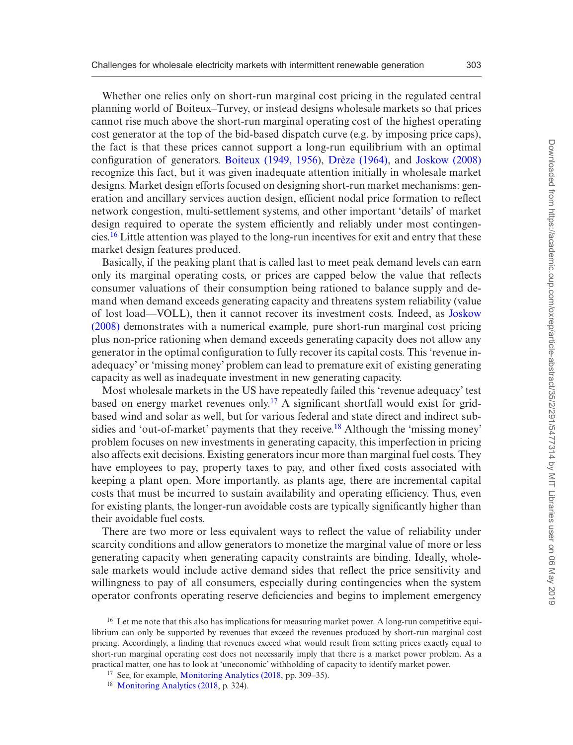Whether one relies only on short-run marginal cost pricing in the regulated central planning world of Boiteux–Turvey, or instead designs wholesale markets so that prices cannot rise much above the short-run marginal operating cost of the highest operating cost generator at the top of the bid-based dispatch curve (e.g. by imposing price caps), the fact is that these prices cannot support a long-run equilibrium with an optimal configuration of generators. Boiteux (1949, 1956), Drèze (1964), and Joskow (2008) recognize this fact, but it was given inadequate attention initially in wholesale market designs. Market design efforts focused on designing short-run market mechanisms: generation and ancillary services auction design, efficient nodal price formation to reflect network congestion, multi-settlement systems, and other important 'details' of market design required to operate the system efficiently and reliably under most contingencies.[16] Little attention was played to the long-run incentives for exit and entry that these market design features produced.

Basically, if the peaking plant that is called last to meet peak demand levels can earn only its marginal operating costs, or prices are capped below the value that reflects consumer valuations of their consumption being rationed to balance supply and demand when demand exceeds generating capacity and threatens system reliability (value of lost load—VOLL), then it cannot recover its investment costs. Indeed, as Joskow (2008) demonstrates with a numerical example, pure short-run marginal cost pricing plus non-price rationing when demand exceeds generating capacity does not allow any generator in the optimal configuration to fully recover its capital costs. This 'revenue inadequacy' or 'missing money' problem can lead to premature exit of existing generating capacity as well as inadequate investment in new generating capacity.

Most wholesale markets in the US have repeatedly failed this 'revenue adequacy' test based on energy market revenues only.[17] A significant shortfall would exist for grid-based wind and solar as well, but for various federal and state direct and indirect subsidies and 'out-of-market' payments that they receive.[18] Although the 'missing money' problem focuses on new investments in generating capacity, this imperfection in pricing also affects exit decisions. Existing generators incur more than marginal fuel costs. They have employees to pay, property taxes to pay, and other fixed costs associated with keeping a plant open. More importantly, as plants age, there are incremental capital costs that must be incurred to sustain availability and operating efficiency. Thus, even for existing plants, the longer-run avoidable costs are typically significantly higher than their avoidable fuel costs.

There are two more or less equivalent ways to reflect the value of reliability under scarcity conditions and allow generators to monetize the marginal value of more or less generating capacity when generating capacity constraints are binding. Ideally, wholesale markets would include active demand sides that reflect the price sensitivity and willingness to pay of all consumers, especially during contingencies when the system operator confronts operating reserve deficiencies and begins to implement emergency

[16] Let me note that this also has implications for measuring market power. A long-run competitive equilibrium can only be supported by revenues that exceed the revenues produced by short-run marginal cost pricing. Accordingly, a finding that revenues exceed what would result from setting prices exactly equal to short-run marginal operating cost does not necessarily imply that there is a market power problem. As a practical matter, one has to look at 'uneconomic' withholding of capacity to identify market power.

[17] See, for example, Monitoring Analytics (2018, pp. 309–35).

[18] Monitoring Analytics (2018, p. 324).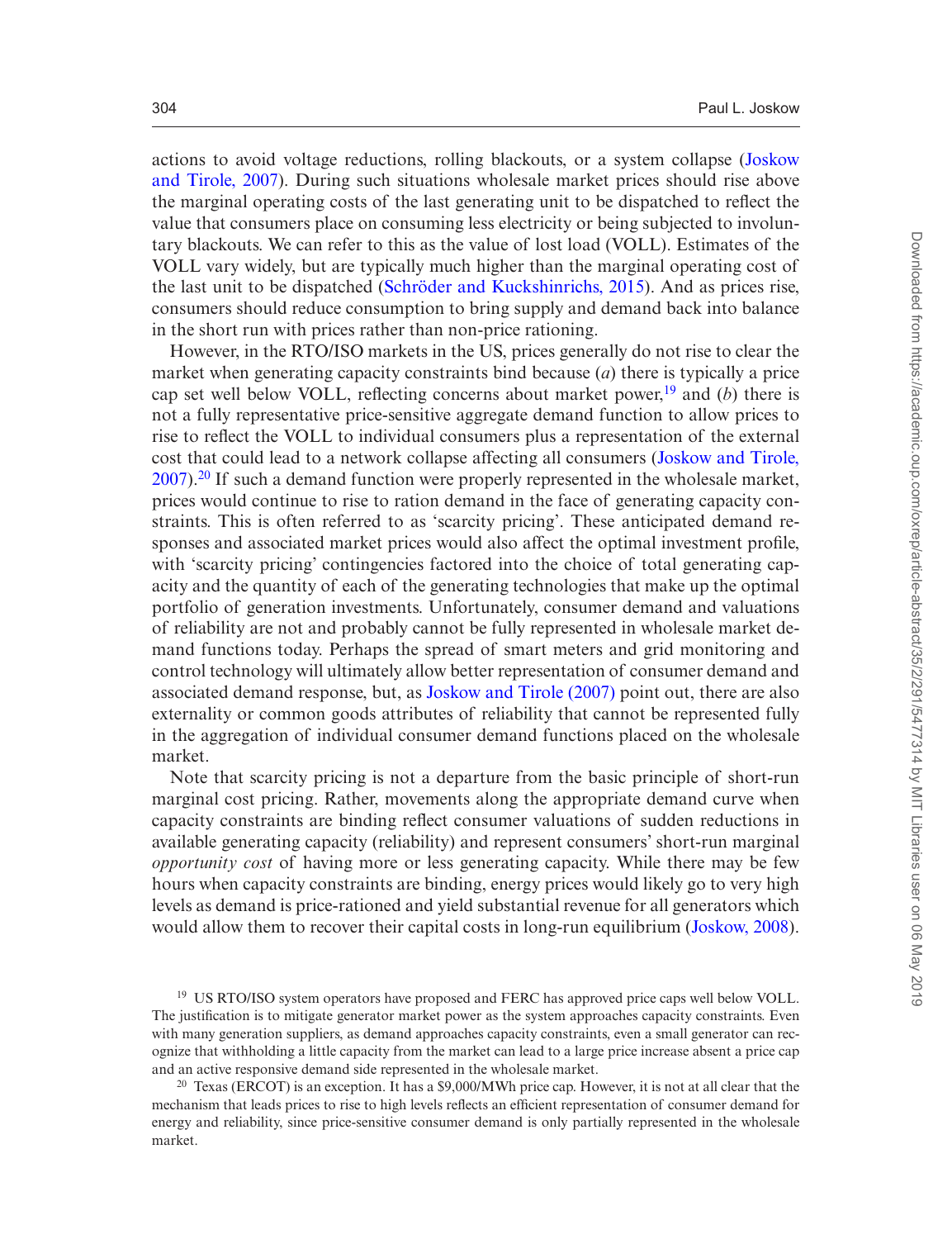actions to avoid voltage reductions, rolling blackouts, or a system collapse (Joskow and Tirole, 2007). During such situations wholesale market prices should rise above the marginal operating costs of the last generating unit to be dispatched to reflect the value that consumers place on consuming less electricity or being subjected to involuntary blackouts. We can refer to this as the value of lost load (VOLL). Estimates of the VOLL vary widely, but are typically much higher than the marginal operating cost of the last unit to be dispatched (Schröder and Kuckshinrichs, 2015). And as prices rise, consumers should reduce consumption to bring supply and demand back into balance in the short run with prices rather than non-price rationing.

However, in the RTO/ISO markets in the US, prices generally do not rise to clear the market when generating capacity constraints bind because (*a*) there is typically a price cap set well below VOLL, reflecting concerns about market power,[19] and (*b*) there is not a fully representative price-sensitive aggregate demand function to allow prices to rise to reflect the VOLL to individual consumers plus a representation of the external cost that could lead to a network collapse affecting all consumers (Joskow and Tirole, 2007).[20] If such a demand function were properly represented in the wholesale market, prices would continue to rise to ration demand in the face of generating capacity constraints. This is often referred to as 'scarcity pricing'. These anticipated demand responses and associated market prices would also affect the optimal investment profile, with 'scarcity pricing' contingencies factored into the choice of total generating capacity and the quantity of each of the generating technologies that make up the optimal portfolio of generation investments. Unfortunately, consumer demand and valuations of reliability are not and probably cannot be fully represented in wholesale market demand functions today. Perhaps the spread of smart meters and grid monitoring and control technology will ultimately allow better representation of consumer demand and associated demand response, but, as Joskow and Tirole (2007) point out, there are also externality or common goods attributes of reliability that cannot be represented fully in the aggregation of individual consumer demand functions placed on the wholesale market.

Note that scarcity pricing is not a departure from the basic principle of short-run marginal cost pricing. Rather, movements along the appropriate demand curve when capacity constraints are binding reflect consumer valuations of sudden reductions in available generating capacity (reliability) and represent consumers' short-run marginal *opportunity cost* of having more or less generating capacity. While there may be few hours when capacity constraints are binding, energy prices would likely go to very high levels as demand is price-rationed and yield substantial revenue for all generators which would allow them to recover their capital costs in long-run equilibrium (Joskow, 2008).

[19] US RTO/ISO system operators have proposed and FERC has approved price caps well below VOLL. The justification is to mitigate generator market power as the system approaches capacity constraints. Even with many generation suppliers, as demand approaches capacity constraints, even a small generator can recognize that withholding a little capacity from the market can lead to a large price increase absent a price cap and an active responsive demand side represented in the wholesale market.

[20] Texas (ERCOT) is an exception. It has a $9,000/MWh price cap. However, it is not at all clear that the mechanism that leads prices to rise to high levels reflects an efficient representation of consumer demand for energy and reliability, since price-sensitive consumer demand is only partially represented in the wholesale market.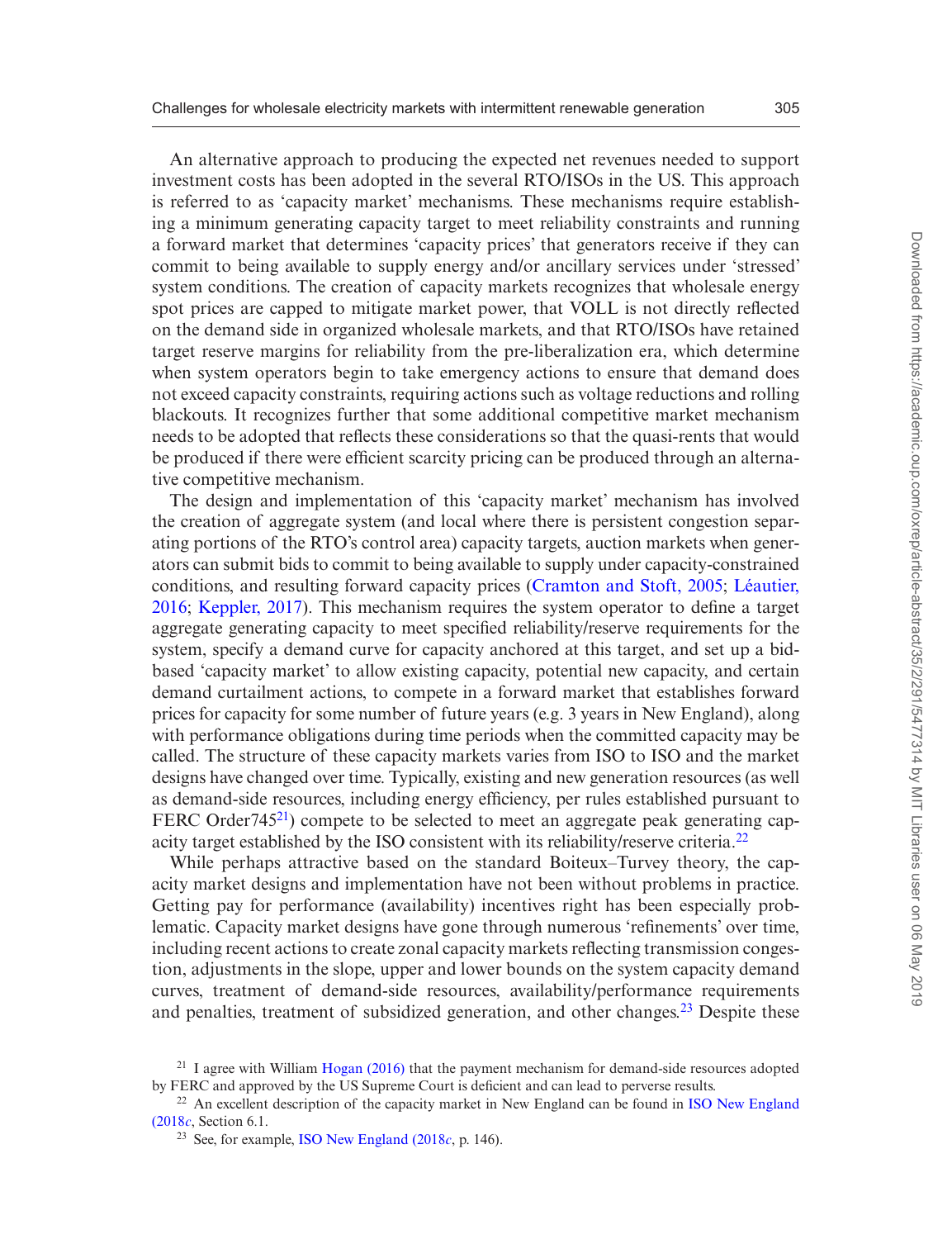An alternative approach to producing the expected net revenues needed to support investment costs has been adopted in the several RTO/ISOs in the US. This approach is referred to as 'capacity market' mechanisms. These mechanisms require establishing a minimum generating capacity target to meet reliability constraints and running a forward market that determines 'capacity prices' that generators receive if they can commit to being available to supply energy and/or ancillary services under 'stressed' system conditions. The creation of capacity markets recognizes that wholesale energy spot prices are capped to mitigate market power, that VOLL is not directly reflected on the demand side in organized wholesale markets, and that RTO/ISOs have retained target reserve margins for reliability from the pre-liberalization era, which determine when system operators begin to take emergency actions to ensure that demand does not exceed capacity constraints, requiring actions such as voltage reductions and rolling blackouts. It recognizes further that some additional competitive market mechanism needs to be adopted that reflects these considerations so that the quasi-rents that would be produced if there were efficient scarcity pricing can be produced through an alternative competitive mechanism.

The design and implementation of this 'capacity market' mechanism has involved the creation of aggregate system (and local where there is persistent congestion separating portions of the RTO's control area) capacity targets, auction markets when generators can submit bids to commit to being available to supply under capacity-constrained conditions, and resulting forward capacity prices (Cramton and Stoft, 2005; Léautier, 2016; Keppler, 2017). This mechanism requires the system operator to define a target aggregate generating capacity to meet specified reliability/reserve requirements for the system, specify a demand curve for capacity anchored at this target, and set up a bid-based 'capacity market' to allow existing capacity, potential new capacity, and certain demand curtailment actions, to compete in a forward market that establishes forward prices for capacity for some number of future years (e.g. 3 years in New England), along with performance obligations during time periods when the committed capacity may be called. The structure of these capacity markets varies from ISO to ISO and the market designs have changed over time. Typically, existing and new generation resources (as well as demand-side resources, including energy efficiency, per rules established pursuant to FERC Order745[21]) compete to be selected to meet an aggregate peak generating capacity target established by the ISO consistent with its reliability/reserve criteria.[22]

While perhaps attractive based on the standard Boiteux–Turvey theory, the capacity market designs and implementation have not been without problems in practice. Getting pay for performance (availability) incentives right has been especially problematic. Capacity market designs have gone through numerous 'refinements' over time, including recent actions to create zonal capacity markets reflecting transmission congestion, adjustments in the slope, upper and lower bounds on the system capacity demand curves, treatment of demand-side resources, availability/performance requirements and penalties, treatment of subsidized generation, and other changes.[23] Despite these

[21] I agree with William Hogan (2016) that the payment mechanism for demand-side resources adopted by FERC and approved by the US Supreme Court is deficient and can lead to perverse results.

[22] An excellent description of the capacity market in New England can be found in ISO New England (2018*c*, Section 6.1.

[23] See, for example, ISO New England (2018*c*, p. 146).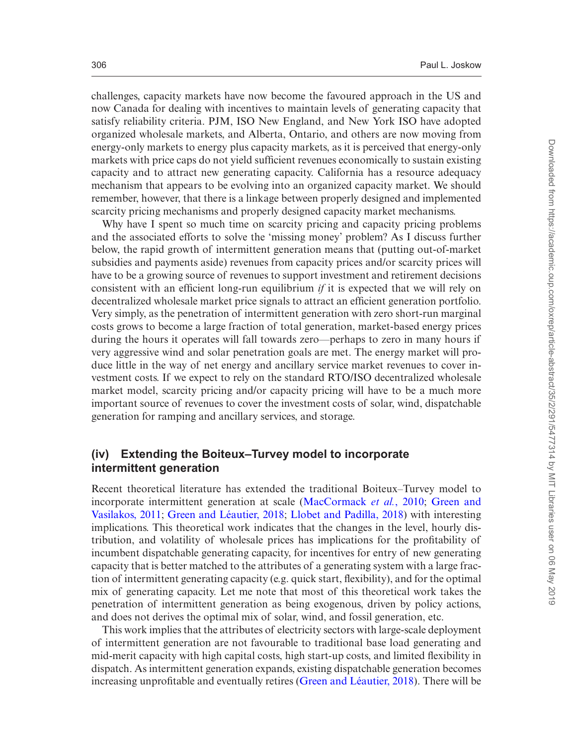challenges, capacity markets have now become the favoured approach in the US and now Canada for dealing with incentives to maintain levels of generating capacity that satisfy reliability criteria. PJM, ISO New England, and New York ISO have adopted organized wholesale markets, and Alberta, Ontario, and others are now moving from energy-only markets to energy plus capacity markets, as it is perceived that energy-only markets with price caps do not yield sufficient revenues economically to sustain existing capacity and to attract new generating capacity. California has a resource adequacy mechanism that appears to be evolving into an organized capacity market. We should remember, however, that there is a linkage between properly designed and implemented scarcity pricing mechanisms and properly designed capacity market mechanisms.

Why have I spent so much time on scarcity pricing and capacity pricing problems and the associated efforts to solve the 'missing money' problem? As I discuss further below, the rapid growth of intermittent generation means that (putting out-of-market subsidies and payments aside) revenues from capacity prices and/or scarcity prices will have to be a growing source of revenues to support investment and retirement decisions consistent with an efficient long-run equilibrium *if* it is expected that we will rely on decentralized wholesale market price signals to attract an efficient generation portfolio. Very simply, as the penetration of intermittent generation with zero short-run marginal costs grows to become a large fraction of total generation, market-based energy prices during the hours it operates will fall towards zero—perhaps to zero in many hours if very aggressive wind and solar penetration goals are met. The energy market will produce little in the way of net energy and ancillary service market revenues to cover investment costs. If we expect to rely on the standard RTO/ISO decentralized wholesale market model, scarcity pricing and/or capacity pricing will have to be a much more important source of revenues to cover the investment costs of solar, wind, dispatchable generation for ramping and ancillary services, and storage.

### (iv) Extending the Boiteux–Turvey model to incorporate intermittent generation

Recent theoretical literature has extended the traditional Boiteux–Turvey model to incorporate intermittent generation at scale (MacCormack *et al.*, 2010; Green and Vasilakos, 2011; Green and Léautier, 2018; Llobet and Padilla, 2018) with interesting implications. This theoretical work indicates that the changes in the level, hourly distribution, and volatility of wholesale prices has implications for the profitability of incumbent dispatchable generating capacity, for incentives for entry of new generating capacity that is better matched to the attributes of a generating system with a large fraction of intermittent generating capacity (e.g. quick start, flexibility), and for the optimal mix of generating capacity. Let me note that most of this theoretical work takes the penetration of intermittent generation as being exogenous, driven by policy actions, and does not derives the optimal mix of solar, wind, and fossil generation, etc.

This work implies that the attributes of electricity sectors with large-scale deployment of intermittent generation are not favourable to traditional base load generating and mid-merit capacity with high capital costs, high start-up costs, and limited flexibility in dispatch. As intermittent generation expands, existing dispatchable generation becomes increasing unprofitable and eventually retires (Green and Léautier, 2018). There will be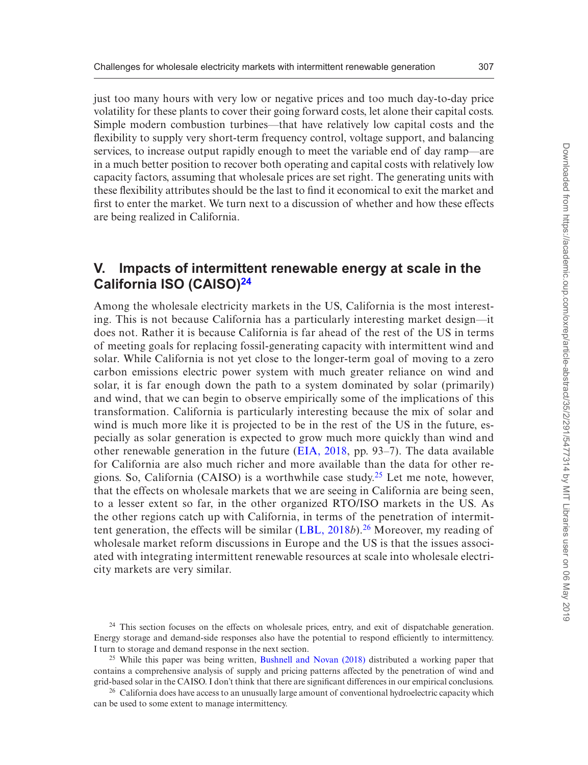just too many hours with very low or negative prices and too much day-to-day price volatility for these plants to cover their going forward costs, let alone their capital costs. Simple modern combustion turbines—that have relatively low capital costs and the flexibility to supply very short-term frequency control, voltage support, and balancing services, to increase output rapidly enough to meet the variable end of day ramp—are in a much better position to recover both operating and capital costs with relatively low capacity factors, assuming that wholesale prices are set right. The generating units with these flexibility attributes should be the last to find it economical to exit the market and first to enter the market. We turn next to a discussion of whether and how these effects are being realized in California.

## V. Impacts of intermittent renewable energy at scale in the California ISO (CAISO)[24]

Among the wholesale electricity markets in the US, California is the most interesting. This is not because California has a particularly interesting market design—it does not. Rather it is because California is far ahead of the rest of the US in terms of meeting goals for replacing fossil-generating capacity with intermittent wind and solar. While California is not yet close to the longer-term goal of moving to a zero carbon emissions electric power system with much greater reliance on wind and solar, it is far enough down the path to a system dominated by solar (primarily) and wind, that we can begin to observe empirically some of the implications of this transformation. California is particularly interesting because the mix of solar and wind is much more like it is projected to be in the rest of the US in the future, especially as solar generation is expected to grow much more quickly than wind and other renewable generation in the future (EIA, 2018, pp. 93–7). The data available for California are also much richer and more available than the data for other regions. So, California (CAISO) is a worthwhile case study.[25] Let me note, however, that the effects on wholesale markets that we are seeing in California are being seen, to a lesser extent so far, in the other organized RTO/ISO markets in the US. As the other regions catch up with California, in terms of the penetration of intermittent generation, the effects will be similar (LBL, 2018*b*).[26] Moreover, my reading of wholesale market reform discussions in Europe and the US is that the issues associated with integrating intermittent renewable resources at scale into wholesale electricity markets are very similar.

[24] This section focuses on the effects on wholesale prices, entry, and exit of dispatchable generation. Energy storage and demand-side responses also have the potential to respond efficiently to intermittency. I turn to storage and demand response in the next section.

[25] While this paper was being written, Bushnell and Novan (2018) distributed a working paper that contains a comprehensive analysis of supply and pricing patterns affected by the penetration of wind and grid-based solar in the CAISO. I don't think that there are significant differences in our empirical conclusions.

[26] California does have access to an unusually large amount of conventional hydroelectric capacity which can be used to some extent to manage intermittency.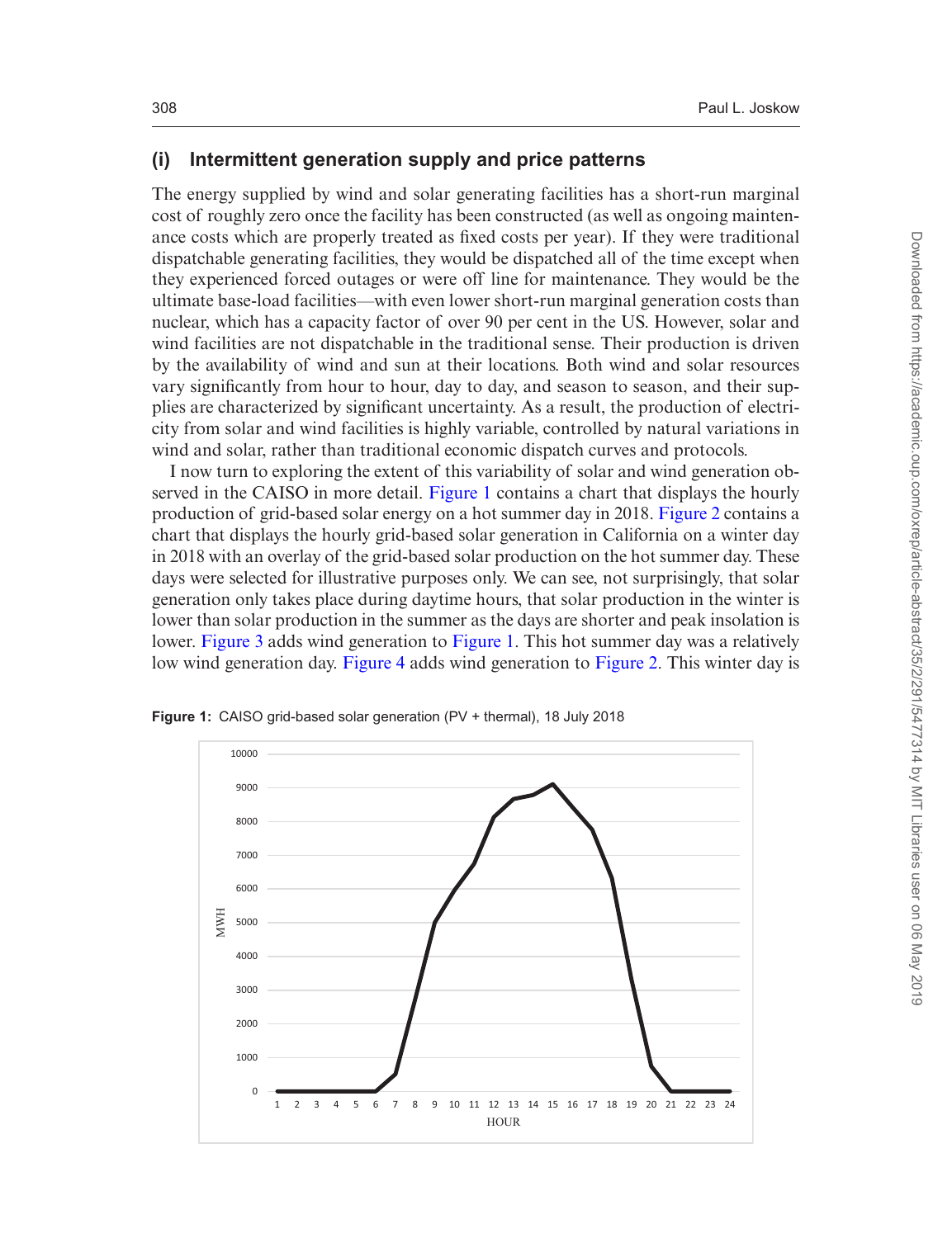## (i) Intermittent generation supply and price patterns

The energy supplied by wind and solar generating facilities has a short-run marginal cost of roughly zero once the facility has been constructed (as well as ongoing maintenance costs which are properly treated as fixed costs per year). If they were traditional dispatchable generating facilities, they would be dispatched all of the time except when they experienced forced outages or were off line for maintenance. They would be the ultimate base-load facilities—with even lower short-run marginal generation costs than nuclear, which has a capacity factor of over 90 per cent in the US. However, solar and wind facilities are not dispatchable in the traditional sense. Their production is driven by the availability of wind and sun at their locations. Both wind and solar resources vary significantly from hour to hour, day to day, and season to season, and their supplies are characterized by significant uncertainty. As a result, the production of electricity from solar and wind facilities is highly variable, controlled by natural variations in wind and solar, rather than traditional economic dispatch curves and protocols.

I now turn to exploring the extent of this variability of solar and wind generation observed in the CAISO in more detail. Figure 1 contains a chart that displays the hourly production of grid-based solar energy on a hot summer day in 2018. Figure 2 contains a chart that displays the hourly grid-based solar generation in California on a winter day in 2018 with an overlay of the grid-based solar production on the hot summer day. These days were selected for illustrative purposes only. We can see, not surprisingly, that solar generation only takes place during daytime hours, that solar production in the winter is lower than solar production in the summer as the days are shorter and peak insolation is lower. Figure 3 adds wind generation to Figure 1. This hot summer day was a relatively low wind generation day. Figure 4 adds wind generation to Figure 2. This winter day is

**Figure 1:** CAISO grid-based solar generation (PV + thermal), 18 July 2018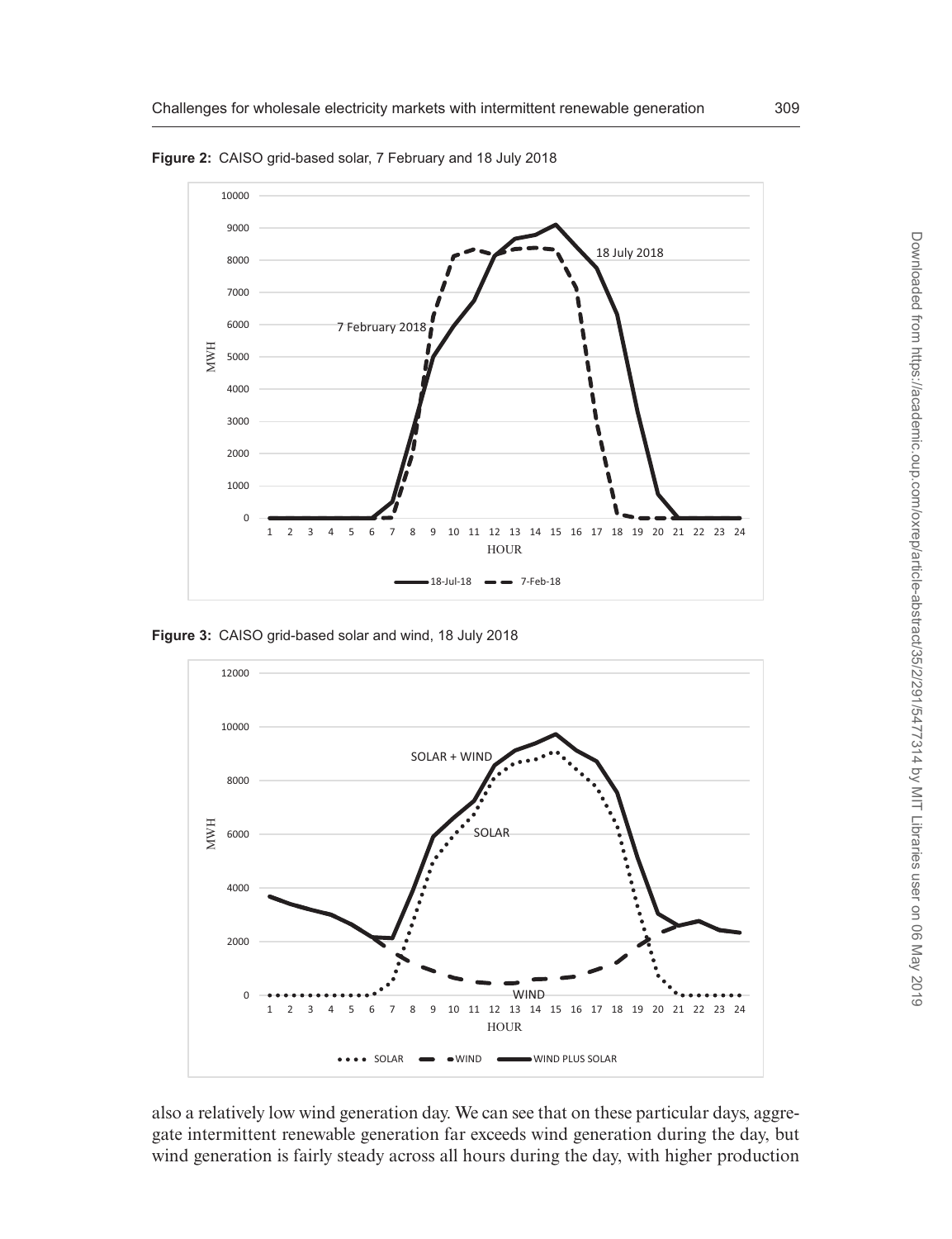**Figure 2:** CAISO grid-based solar, 7 February and 18 July 2018

**Figure 3:** CAISO grid-based solar and wind, 18 July 2018

also a relatively low wind generation day. We can see that on these particular days, aggregate intermittent renewable generation far exceeds wind generation during the day, but wind generation is fairly steady across all hours during the day, with higher production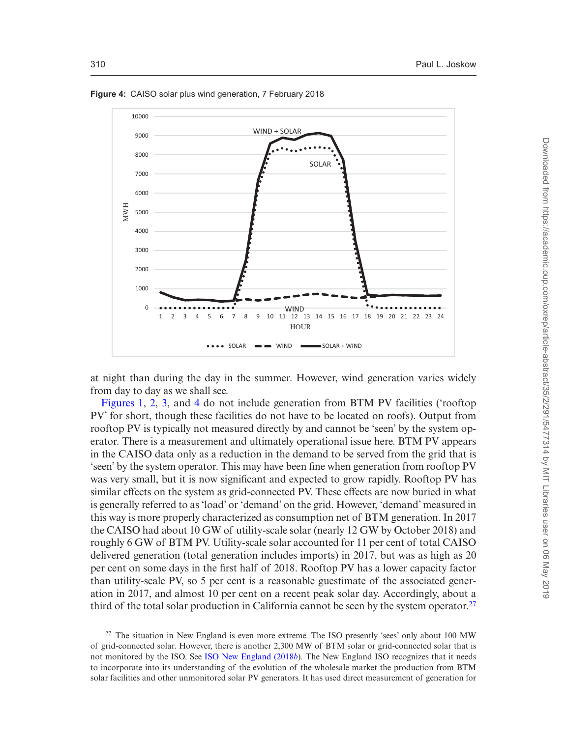**Figure 4:** CAISO solar plus wind generation, 7 February 2018

at night than during the day in the summer. However, wind generation varies widely from day to day as we shall see.

Figures 1, 2, 3, and 4 do not include generation from BTM PV facilities ('rooftop PV' for short, though these facilities do not have to be located on roofs). Output from rooftop PV is typically not measured directly by and cannot be 'seen' by the system operator. There is a measurement and ultimately operational issue here. BTM PV appears in the CAISO data only as a reduction in the demand to be served from the grid that is 'seen' by the system operator. This may have been fine when generation from rooftop PV was very small, but it is now significant and expected to grow rapidly. Rooftop PV has similar effects on the system as grid-connected PV. These effects are now buried in what is generally referred to as 'load' or 'demand' on the grid. However, 'demand' measured in this way is more properly characterized as consumption net of BTM generation. In 2017 the CAISO had about 10 GW of utility-scale solar (nearly 12 GW by October 2018) and roughly 6 GW of BTM PV. Utility-scale solar accounted for 11 per cent of total CAISO delivered generation (total generation includes imports) in 2017, but was as high as 20 per cent on some days in the first half of 2018. Rooftop PV has a lower capacity factor than utility-scale PV, so 5 per cent is a reasonable guestimate of the associated generation in 2017, and almost 10 per cent on a recent peak solar day. Accordingly, about a third of the total solar production in California cannot be seen by the system operator.[27]

[27] The situation in New England is even more extreme. The ISO presently 'sees' only about 100 MW of grid-connected solar. However, there is another 2,300 MW of BTM solar or grid-connected solar that is not monitored by the ISO. See ISO New England (2018*b*). The New England ISO recognizes that it needs to incorporate into its understanding of the evolution of the wholesale market the production from BTM solar facilities and other unmonitored solar PV generators. It has used direct measurement of generation for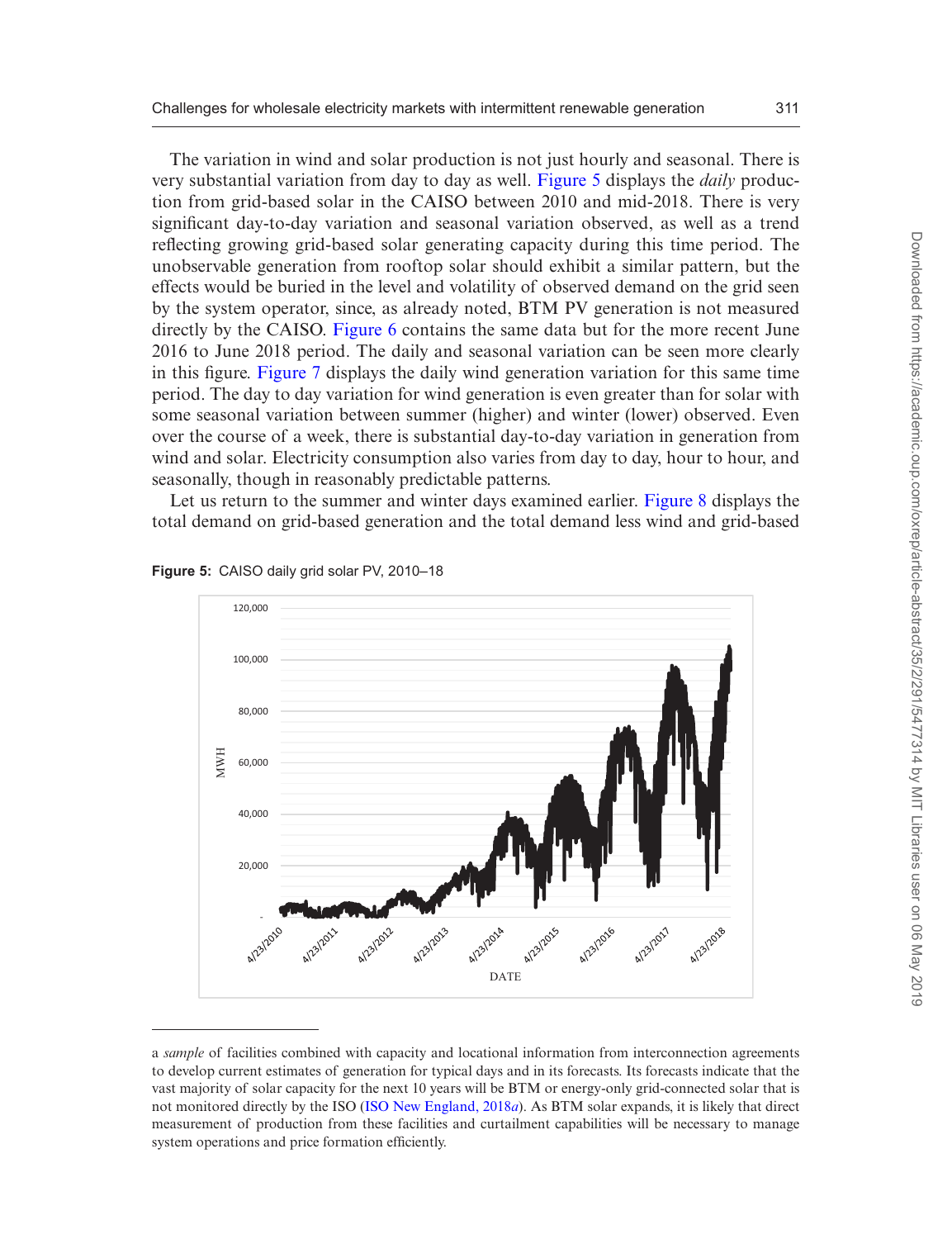The variation in wind and solar production is not just hourly and seasonal. There is very substantial variation from day to day as well. Figure 5 displays the *daily* production from grid-based solar in the CAISO between 2010 and mid-2018. There is very significant day-to-day variation and seasonal variation observed, as well as a trend reflecting growing grid-based solar generating capacity during this time period. The unobservable generation from rooftop solar should exhibit a similar pattern, but the effects would be buried in the level and volatility of observed demand on the grid seen by the system operator, since, as already noted, BTM PV generation is not measured directly by the CAISO. Figure 6 contains the same data but for the more recent June 2016 to June 2018 period. The daily and seasonal variation can be seen more clearly in this figure. Figure 7 displays the daily wind generation variation for this same time period. The day to day variation for wind generation is even greater than for solar with some seasonal variation between summer (higher) and winter (lower) observed. Even over the course of a week, there is substantial day-to-day variation in generation from wind and solar. Electricity consumption also varies from day to day, hour to hour, and seasonally, though in reasonably predictable patterns.

Let us return to the summer and winter days examined earlier. Figure 8 displays the total demand on grid-based generation and the total demand less wind and grid-based

**Figure 5:** CAISO daily grid solar PV, 2010–18

---

a *sample* of facilities combined with capacity and locational information from interconnection agreements to develop current estimates of generation for typical days and in its forecasts. Its forecasts indicate that the vast majority of solar capacity for the next 10 years will be BTM or energy-only grid-connected solar that is not monitored directly by the ISO (ISO New England, 2018*a*). As BTM solar expands, it is likely that direct measurement of production from these facilities and curtailment capabilities will be necessary to manage system operations and price formation efficiently.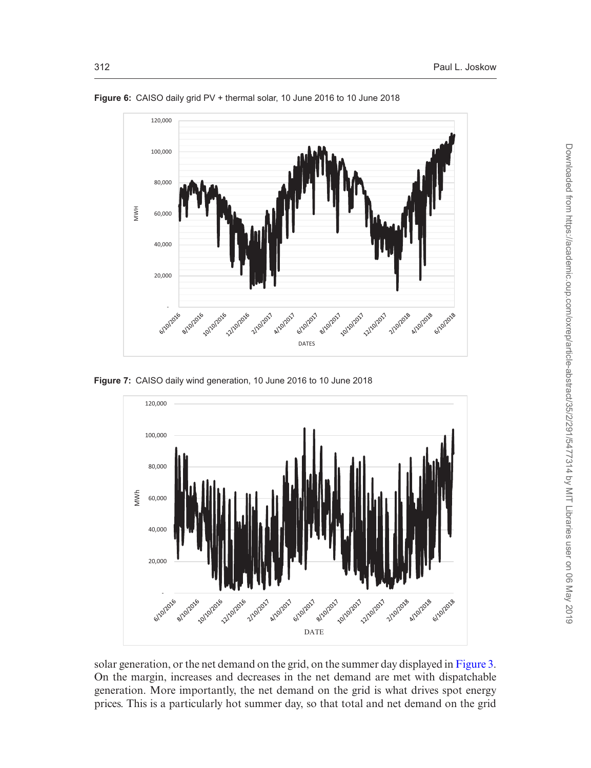**Figure 6:** CAISO daily grid PV + thermal solar, 10 June 2016 to 10 June 2018

**Figure 7:** CAISO daily wind generation, 10 June 2016 to 10 June 2018

solar generation, or the net demand on the grid, on the summer day displayed in Figure 3. On the margin, increases and decreases in the net demand are met with dispatchable generation. More importantly, the net demand on the grid is what drives spot energy prices. This is a particularly hot summer day, so that total and net demand on the grid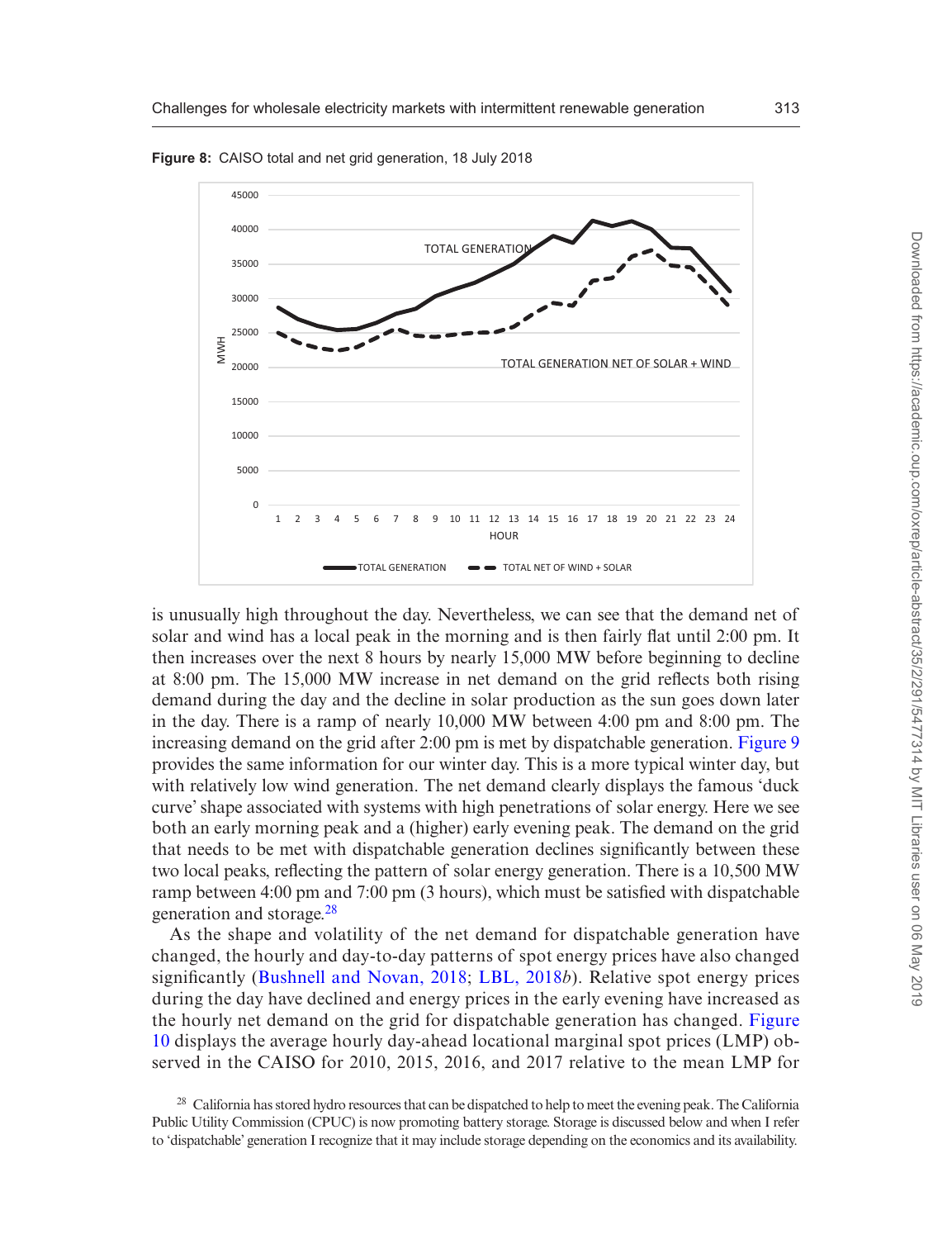**Figure 8:** CAISO total and net grid generation, 18 July 2018

is unusually high throughout the day. Nevertheless, we can see that the demand net of solar and wind has a local peak in the morning and is then fairly flat until 2:00 pm. It then increases over the next 8 hours by nearly 15,000 MW before beginning to decline at 8:00 pm. The 15,000 MW increase in net demand on the grid reflects both rising demand during the day and the decline in solar production as the sun goes down later in the day. There is a ramp of nearly 10,000 MW between 4:00 pm and 8:00 pm. The increasing demand on the grid after 2:00 pm is met by dispatchable generation. Figure 9 provides the same information for our winter day. This is a more typical winter day, but with relatively low wind generation. The net demand clearly displays the famous 'duck curve' shape associated with systems with high penetrations of solar energy. Here we see both an early morning peak and a (higher) early evening peak. The demand on the grid that needs to be met with dispatchable generation declines significantly between these two local peaks, reflecting the pattern of solar energy generation. There is a 10,500 MW ramp between 4:00 pm and 7:00 pm (3 hours), which must be satisfied with dispatchable generation and storage.[28]

As the shape and volatility of the net demand for dispatchable generation have changed, the hourly and day-to-day patterns of spot energy prices have also changed significantly (Bushnell and Novan, 2018; LBL, 2018*b*). Relative spot energy prices during the day have declined and energy prices in the early evening have increased as the hourly net demand on the grid for dispatchable generation has changed. Figure 10 displays the average hourly day-ahead locational marginal spot prices (LMP) observed in the CAISO for 2010, 2015, 2016, and 2017 relative to the mean LMP for

[28] California has stored hydro resources that can be dispatched to help to meet the evening peak. The California Public Utility Commission (CPUC) is now promoting battery storage. Storage is discussed below and when I refer to 'dispatchable' generation I recognize that it may include storage depending on the economics and its availability.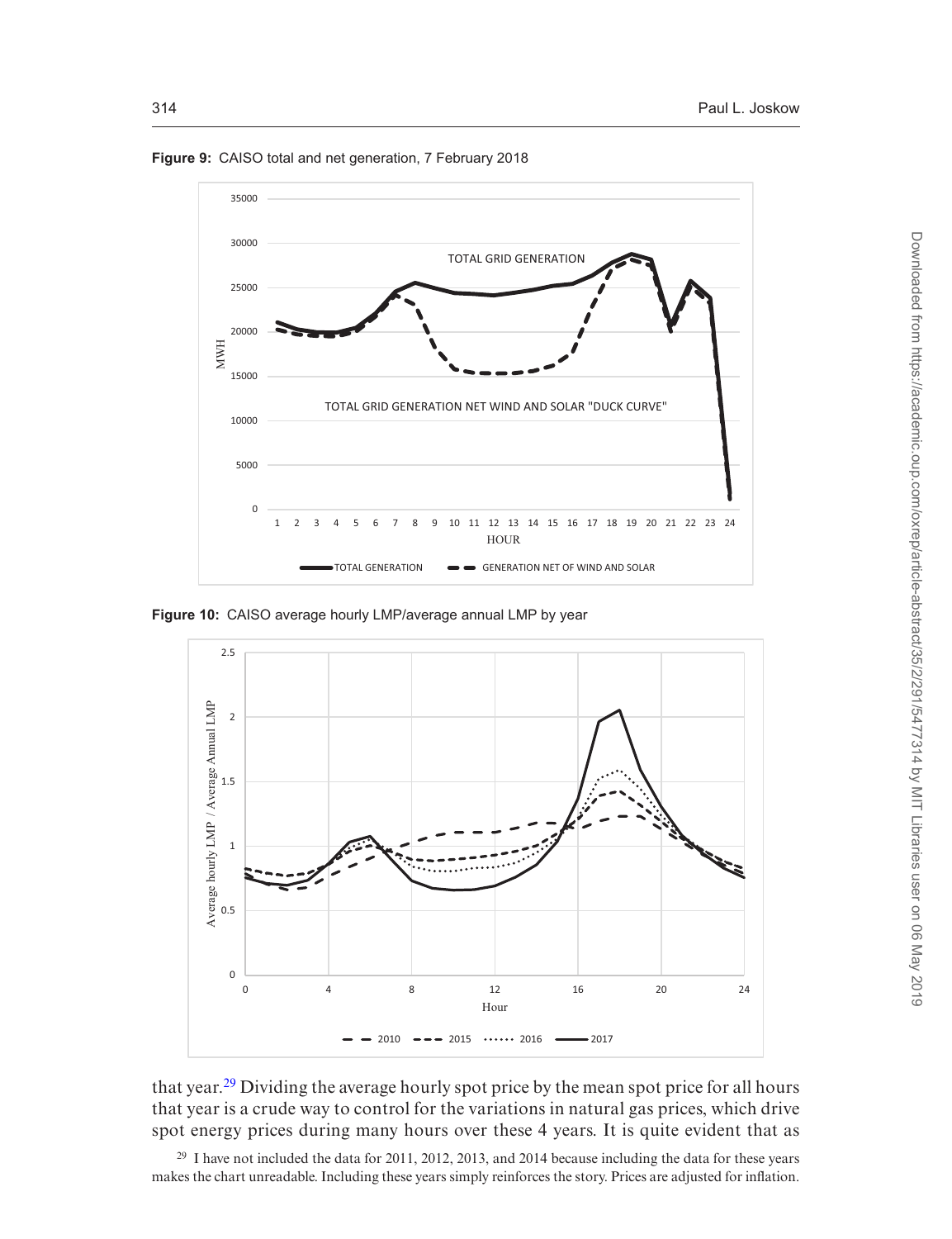**Figure 9:** CAISO total and net generation, 7 February 2018

**Figure 10:** CAISO average hourly LMP/average annual LMP by year

that year.[29] Dividing the average hourly spot price by the mean spot price for all hours that year is a crude way to control for the variations in natural gas prices, which drive spot energy prices during many hours over these 4 years. It is quite evident that as

[29] I have not included the data for 2011, 2012, 2013, and 2014 because including the data for these years makes the chart unreadable. Including these years simply reinforces the story. Prices are adjusted for inflation.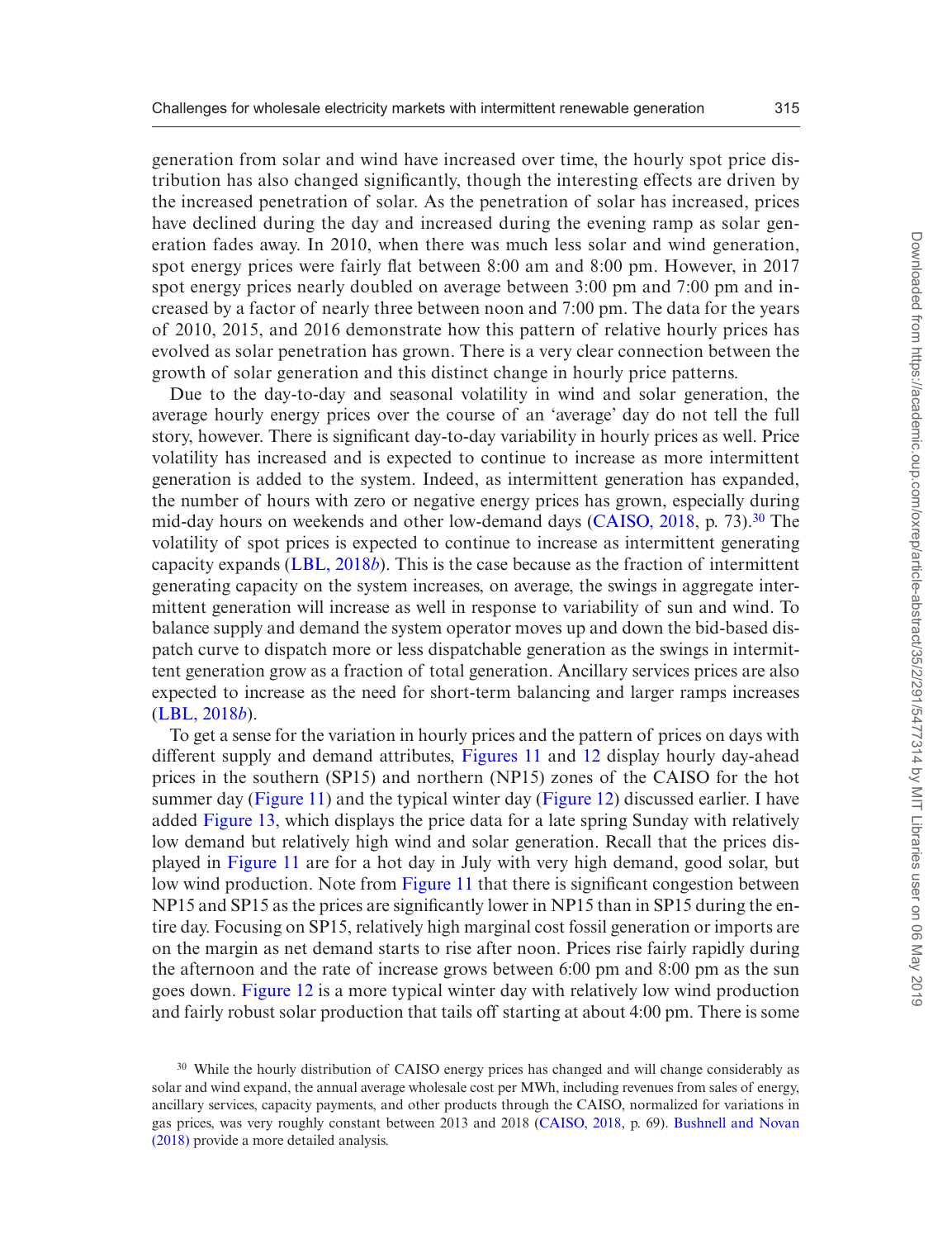generation from solar and wind have increased over time, the hourly spot price distribution has also changed significantly, though the interesting effects are driven by the increased penetration of solar. As the penetration of solar has increased, prices have declined during the day and increased during the evening ramp as solar generation fades away. In 2010, when there was much less solar and wind generation, spot energy prices were fairly flat between 8:00 am and 8:00 pm. However, in 2017 spot energy prices nearly doubled on average between 3:00 pm and 7:00 pm and increased by a factor of nearly three between noon and 7:00 pm. The data for the years of 2010, 2015, and 2016 demonstrate how this pattern of relative hourly prices has evolved as solar penetration has grown. There is a very clear connection between the growth of solar generation and this distinct change in hourly price patterns.

Due to the day-to-day and seasonal volatility in wind and solar generation, the average hourly energy prices over the course of an 'average' day do not tell the full story, however. There is significant day-to-day variability in hourly prices as well. Price volatility has increased and is expected to continue to increase as more intermittent generation is added to the system. Indeed, as intermittent generation has expanded, the number of hours with zero or negative energy prices has grown, especially during mid-day hours on weekends and other low-demand days (CAISO, 2018, p. 73).[30] The volatility of spot prices is expected to continue to increase as intermittent generating capacity expands (LBL, 2018*b*). This is the case because as the fraction of intermittent generating capacity on the system increases, on average, the swings in aggregate intermittent generation will increase as well in response to variability of sun and wind. To balance supply and demand the system operator moves up and down the bid-based dispatch curve to dispatch more or less dispatchable generation as the swings in intermittent generation grow as a fraction of total generation. Ancillary services prices are also expected to increase as the need for short-term balancing and larger ramps increases (LBL, 2018*b*).

To get a sense for the variation in hourly prices and the pattern of prices on days with different supply and demand attributes, Figures 11 and 12 display hourly day-ahead prices in the southern (SP15) and northern (NP15) zones of the CAISO for the hot summer day (Figure 11) and the typical winter day (Figure 12) discussed earlier. I have added Figure 13, which displays the price data for a late spring Sunday with relatively low demand but relatively high wind and solar generation. Recall that the prices displayed in Figure 11 are for a hot day in July with very high demand, good solar, but low wind production. Note from Figure 11 that there is significant congestion between NP15 and SP15 as the prices are significantly lower in NP15 than in SP15 during the entire day. Focusing on SP15, relatively high marginal cost fossil generation or imports are on the margin as net demand starts to rise after noon. Prices rise fairly rapidly during the afternoon and the rate of increase grows between 6:00 pm and 8:00 pm as the sun goes down. Figure 12 is a more typical winter day with relatively low wind production and fairly robust solar production that tails off starting at about 4:00 pm. There is some

[30] While the hourly distribution of CAISO energy prices has changed and will change considerably as solar and wind expand, the annual average wholesale cost per MWh, including revenues from sales of energy, ancillary services, capacity payments, and other products through the CAISO, normalized for variations in gas prices, was very roughly constant between 2013 and 2018 (CAISO, 2018, p. 69). Bushnell and Novan (2018) provide a more detailed analysis.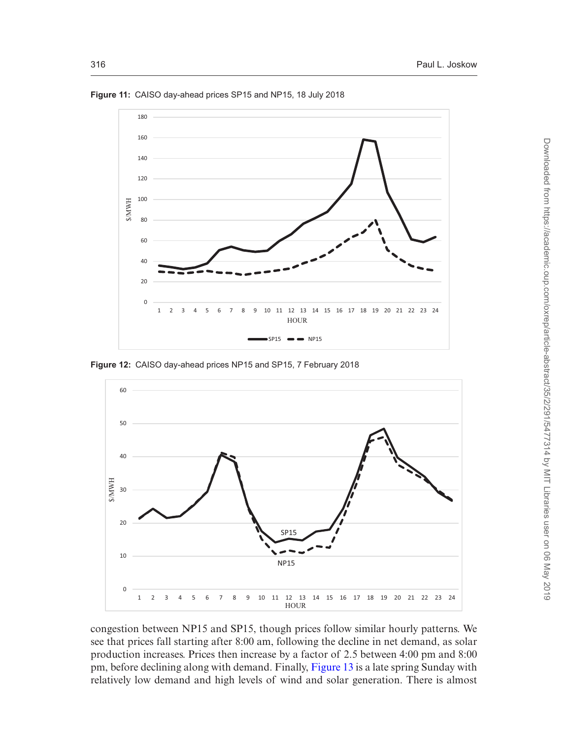**Figure 11:** CAISO day-ahead prices SP15 and NP15, 18 July 2018

**Figure 12:** CAISO day-ahead prices NP15 and SP15, 7 February 2018

congestion between NP15 and SP15, though prices follow similar hourly patterns. We see that prices fall starting after 8:00 am, following the decline in net demand, as solar production increases. Prices then increase by a factor of 2.5 between 4:00 pm and 8:00 pm, before declining along with demand. Finally, Figure 13 is a late spring Sunday with relatively low demand and high levels of wind and solar generation. There is almost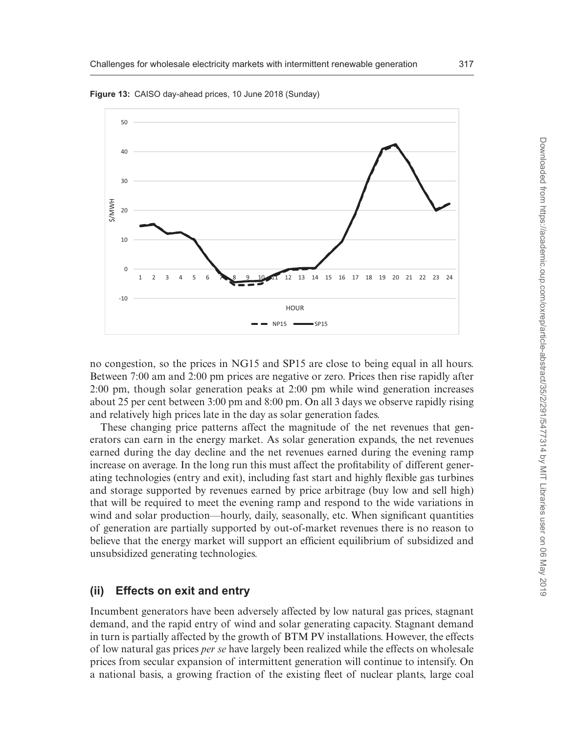**Figure 13:** CAISO day-ahead prices, 10 June 2018 (Sunday)

no congestion, so the prices in NG15 and SP15 are close to being equal in all hours. Between 7:00 am and 2:00 pm prices are negative or zero. Prices then rise rapidly after 2:00 pm, though solar generation peaks at 2:00 pm while wind generation increases about 25 per cent between 3:00 pm and 8:00 pm. On all 3 days we observe rapidly rising and relatively high prices late in the day as solar generation fades.

These changing price patterns affect the magnitude of the net revenues that generators can earn in the energy market. As solar generation expands, the net revenues earned during the day decline and the net revenues earned during the evening ramp increase on average. In the long run this must affect the profitability of different generating technologies (entry and exit), including fast start and highly flexible gas turbines and storage supported by revenues earned by price arbitrage (buy low and sell high) that will be required to meet the evening ramp and respond to the wide variations in wind and solar production—hourly, daily, seasonally, etc. When significant quantities of generation are partially supported by out-of-market revenues there is no reason to believe that the energy market will support an efficient equilibrium of subsidized and unsubsidized generating technologies.

## (ii) Effects on exit and entry

Incumbent generators have been adversely affected by low natural gas prices, stagnant demand, and the rapid entry of wind and solar generating capacity. Stagnant demand in turn is partially affected by the growth of BTM PV installations. However, the effects of low natural gas prices *per se* have largely been realized while the effects on wholesale prices from secular expansion of intermittent generation will continue to intensify. On a national basis, a growing fraction of the existing fleet of nuclear plants, large coal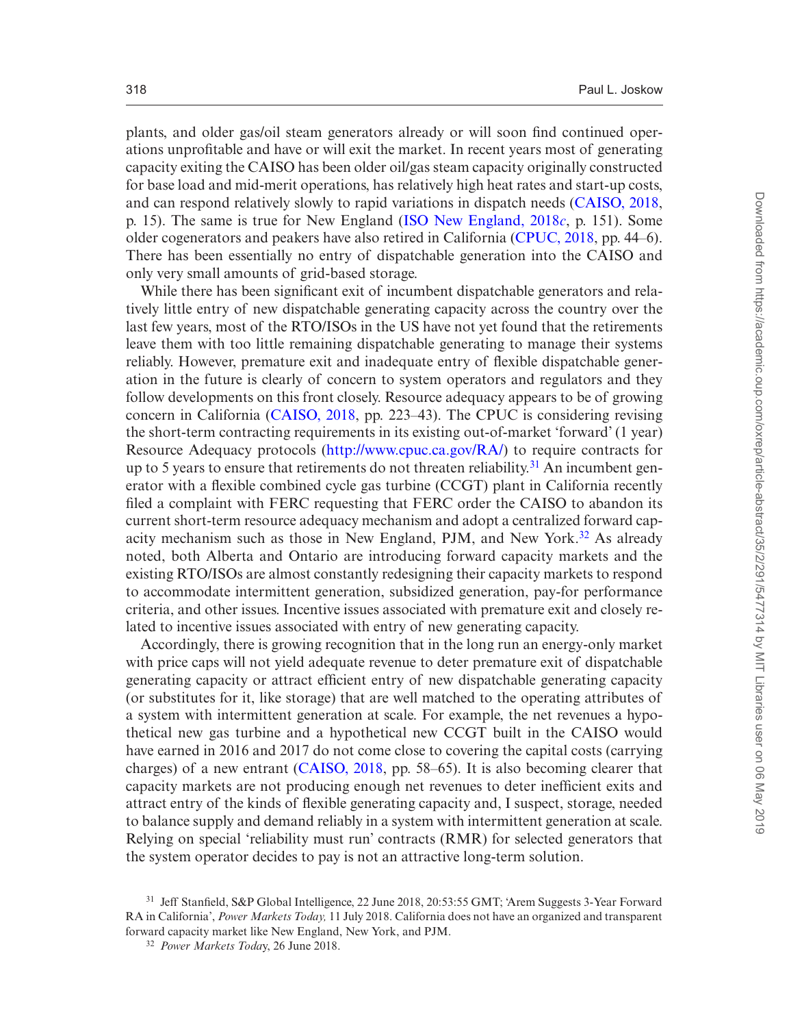plants, and older gas/oil steam generators already or will soon find continued operations unprofitable and have or will exit the market. In recent years most of generating capacity exiting the CAISO has been older oil/gas steam capacity originally constructed for base load and mid-merit operations, has relatively high heat rates and start-up costs, and can respond relatively slowly to rapid variations in dispatch needs (CAISO, 2018, p. 15). The same is true for New England (ISO New England, 2018*c*, p. 151). Some older cogenerators and peakers have also retired in California (CPUC, 2018, pp. 44–6). There has been essentially no entry of dispatchable generation into the CAISO and only very small amounts of grid-based storage.

While there has been significant exit of incumbent dispatchable generators and relatively little entry of new dispatchable generating capacity across the country over the last few years, most of the RTO/ISOs in the US have not yet found that the retirements leave them with too little remaining dispatchable generating to manage their systems reliably. However, premature exit and inadequate entry of flexible dispatchable generation in the future is clearly of concern to system operators and regulators and they follow developments on this front closely. Resource adequacy appears to be of growing concern in California (CAISO, 2018, pp. 223–43). The CPUC is considering revising the short-term contracting requirements in its existing out-of-market 'forward' (1 year) Resource Adequacy protocols (http://www.cpuc.ca.gov/RA/) to require contracts for up to 5 years to ensure that retirements do not threaten reliability.[31] An incumbent generator with a flexible combined cycle gas turbine (CCGT) plant in California recently filed a complaint with FERC requesting that FERC order the CAISO to abandon its current short-term resource adequacy mechanism and adopt a centralized forward capacity mechanism such as those in New England, PJM, and New York.[32] As already noted, both Alberta and Ontario are introducing forward capacity markets and the existing RTO/ISOs are almost constantly redesigning their capacity markets to respond to accommodate intermittent generation, subsidized generation, pay-for performance criteria, and other issues. Incentive issues associated with premature exit and closely related to incentive issues associated with entry of new generating capacity.

Accordingly, there is growing recognition that in the long run an energy-only market with price caps will not yield adequate revenue to deter premature exit of dispatchable generating capacity or attract efficient entry of new dispatchable generating capacity (or substitutes for it, like storage) that are well matched to the operating attributes of a system with intermittent generation at scale. For example, the net revenues a hypothetical new gas turbine and a hypothetical new CCGT built in the CAISO would have earned in 2016 and 2017 do not come close to covering the capital costs (carrying charges) of a new entrant (CAISO, 2018, pp. 58–65). It is also becoming clearer that capacity markets are not producing enough net revenues to deter inefficient exits and attract entry of the kinds of flexible generating capacity and, I suspect, storage, needed to balance supply and demand reliably in a system with intermittent generation at scale. Relying on special 'reliability must run' contracts (RMR) for selected generators that the system operator decides to pay is not an attractive long-term solution.

[31] Jeff Stanfield, S&P Global Intelligence, 22 June 2018, 20:53:55 GMT; 'Arem Suggests 3-Year Forward RA in California', *Power Markets Today,* 11 July 2018. California does not have an organized and transparent forward capacity market like New England, New York, and PJM.

[32] *Power Markets Today*, 26 June 2018.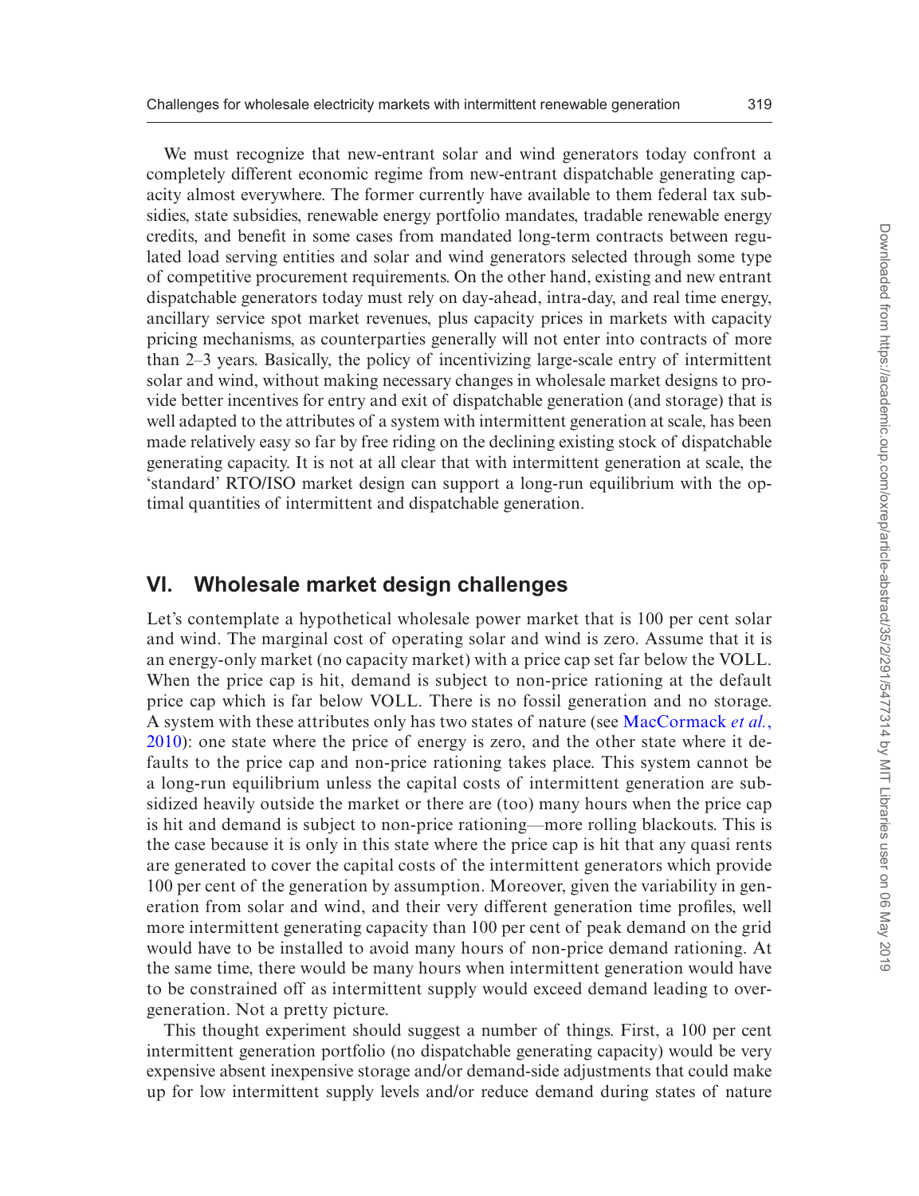We must recognize that new-entrant solar and wind generators today confront a completely different economic regime from new-entrant dispatchable generating capacity almost everywhere. The former currently have available to them federal tax subsidies, state subsidies, renewable energy portfolio mandates, tradable renewable energy credits, and benefit in some cases from mandated long-term contracts between regulated load serving entities and solar and wind generators selected through some type of competitive procurement requirements. On the other hand, existing and new entrant dispatchable generators today must rely on day-ahead, intra-day, and real time energy, ancillary service spot market revenues, plus capacity prices in markets with capacity pricing mechanisms, as counterparties generally will not enter into contracts of more than 2–3 years. Basically, the policy of incentivizing large-scale entry of intermittent solar and wind, without making necessary changes in wholesale market designs to provide better incentives for entry and exit of dispatchable generation (and storage) that is well adapted to the attributes of a system with intermittent generation at scale, has been made relatively easy so far by free riding on the declining existing stock of dispatchable generating capacity. It is not at all clear that with intermittent generation at scale, the 'standard' RTO/ISO market design can support a long-run equilibrium with the optimal quantities of intermittent and dispatchable generation.

## VI. Wholesale market design challenges

Let's contemplate a hypothetical wholesale power market that is 100 per cent solar and wind. The marginal cost of operating solar and wind is zero. Assume that it is an energy-only market (no capacity market) with a price cap set far below the VOLL. When the price cap is hit, demand is subject to non-price rationing at the default price cap which is far below VOLL. There is no fossil generation and no storage. A system with these attributes only has two states of nature (see MacCormack *et al.*, 2010): one state where the price of energy is zero, and the other state where it defaults to the price cap and non-price rationing takes place. This system cannot be a long-run equilibrium unless the capital costs of intermittent generation are subsidized heavily outside the market or there are (too) many hours when the price cap is hit and demand is subject to non-price rationing—more rolling blackouts. This is the case because it is only in this state where the price cap is hit that any quasi rents are generated to cover the capital costs of the intermittent generators which provide 100 per cent of the generation by assumption. Moreover, given the variability in generation from solar and wind, and their very different generation time profiles, well more intermittent generating capacity than 100 per cent of peak demand on the grid would have to be installed to avoid many hours of non-price demand rationing. At the same time, there would be many hours when intermittent generation would have to be constrained off as intermittent supply would exceed demand leading to overgeneration. Not a pretty picture.

This thought experiment should suggest a number of things. First, a 100 per cent intermittent generation portfolio (no dispatchable generating capacity) would be very expensive absent inexpensive storage and/or demand-side adjustments that could make up for low intermittent supply levels and/or reduce demand during states of nature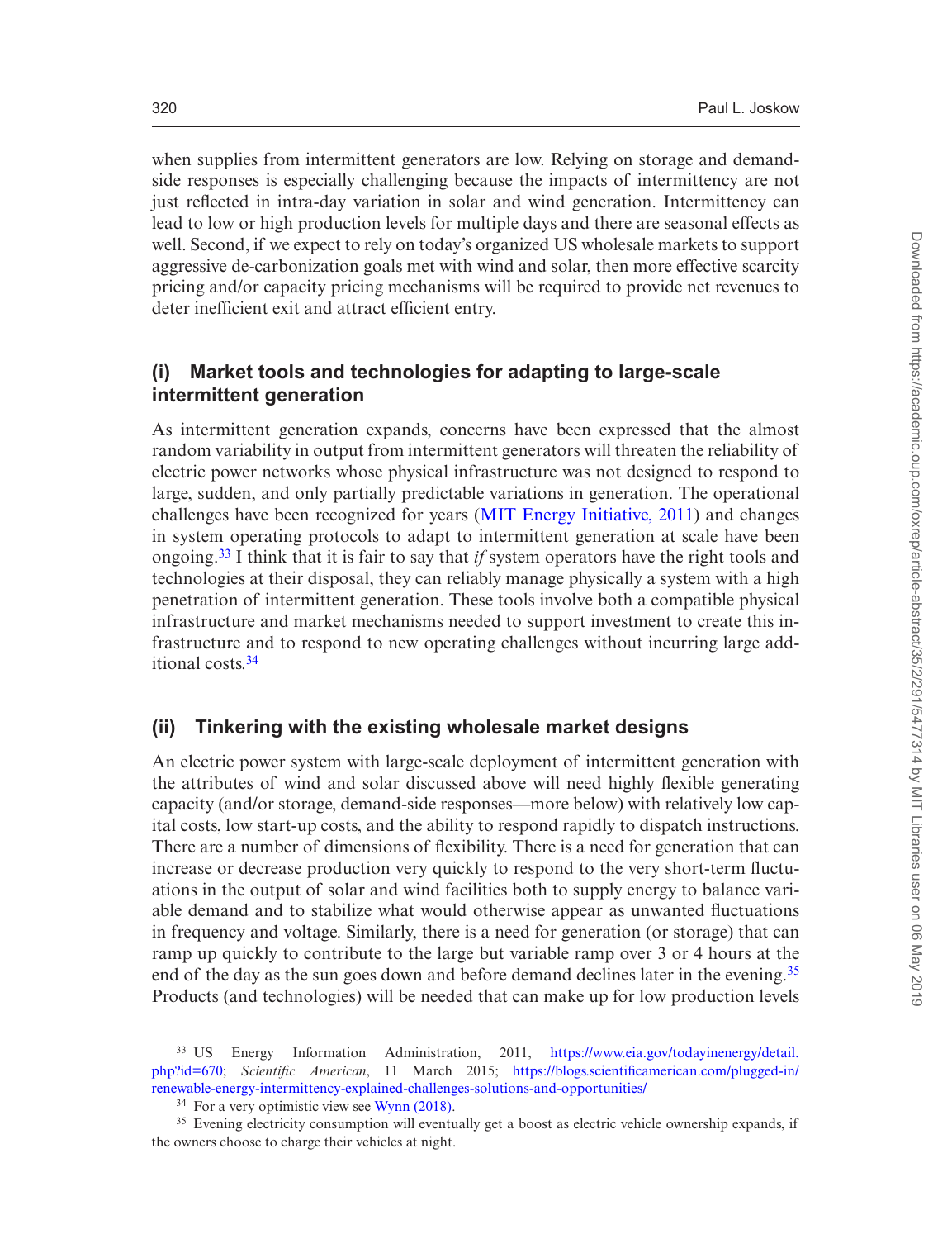when supplies from intermittent generators are low. Relying on storage and demand-side responses is especially challenging because the impacts of intermittency are not just reflected in intra-day variation in solar and wind generation. Intermittency can lead to low or high production levels for multiple days and there are seasonal effects as well. Second, if we expect to rely on today's organized US wholesale markets to support aggressive de-carbonization goals met with wind and solar, then more effective scarcity pricing and/or capacity pricing mechanisms will be required to provide net revenues to deter inefficient exit and attract efficient entry.

## (i) Market tools and technologies for adapting to large-scale intermittent generation

As intermittent generation expands, concerns have been expressed that the almost random variability in output from intermittent generators will threaten the reliability of electric power networks whose physical infrastructure was not designed to respond to large, sudden, and only partially predictable variations in generation. The operational challenges have been recognized for years (MIT Energy Initiative, 2011) and changes in system operating protocols to adapt to intermittent generation at scale have been ongoing.[33] I think that it is fair to say that *if* system operators have the right tools and technologies at their disposal, they can reliably manage physically a system with a high penetration of intermittent generation. These tools involve both a compatible physical infrastructure and market mechanisms needed to support investment to create this infrastructure and to respond to new operating challenges without incurring large additional costs.[34]

## (ii) Tinkering with the existing wholesale market designs

An electric power system with large-scale deployment of intermittent generation with the attributes of wind and solar discussed above will need highly flexible generating capacity (and/or storage, demand-side responses—more below) with relatively low capital costs, low start-up costs, and the ability to respond rapidly to dispatch instructions. There are a number of dimensions of flexibility. There is a need for generation that can increase or decrease production very quickly to respond to the very short-term fluctuations in the output of solar and wind facilities both to supply energy to balance variable demand and to stabilize what would otherwise appear as unwanted fluctuations in frequency and voltage. Similarly, there is a need for generation (or storage) that can ramp up quickly to contribute to the large but variable ramp over 3 or 4 hours at the end of the day as the sun goes down and before demand declines later in the evening.[35] Products (and technologies) will be needed that can make up for low production levels

[33] US Energy Information Administration, 2011, https://www.eia.gov/todayinenergy/detail.php?id=670; *Scientific American*, 11 March 2015; https://blogs.scientificamerican.com/plugged-in/renewable-energy-intermittency-explained-challenges-solutions-and-opportunities/

[34] For a very optimistic view see Wynn (2018).

[35] Evening electricity consumption will eventually get a boost as electric vehicle ownership expands, if the owners choose to charge their vehicles at night.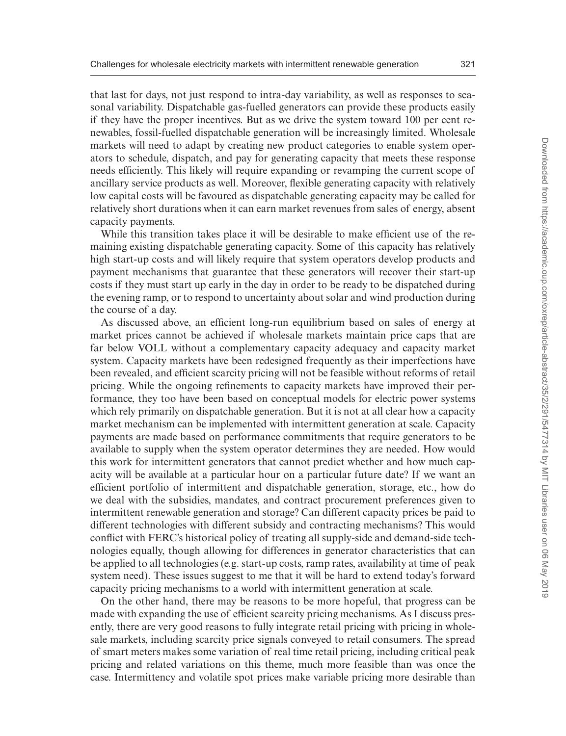that last for days, not just respond to intra-day variability, as well as responses to seasonal variability. Dispatchable gas-fuelled generators can provide these products easily if they have the proper incentives. But as we drive the system toward 100 per cent renewables, fossil-fuelled dispatchable generation will be increasingly limited. Wholesale markets will need to adapt by creating new product categories to enable system operators to schedule, dispatch, and pay for generating capacity that meets these response needs efficiently. This likely will require expanding or revamping the current scope of ancillary service products as well. Moreover, flexible generating capacity with relatively low capital costs will be favoured as dispatchable generating capacity may be called for relatively short durations when it can earn market revenues from sales of energy, absent capacity payments.

While this transition takes place it will be desirable to make efficient use of the remaining existing dispatchable generating capacity. Some of this capacity has relatively high start-up costs and will likely require that system operators develop products and payment mechanisms that guarantee that these generators will recover their start-up costs if they must start up early in the day in order to be ready to be dispatched during the evening ramp, or to respond to uncertainty about solar and wind production during the course of a day.

As discussed above, an efficient long-run equilibrium based on sales of energy at market prices cannot be achieved if wholesale markets maintain price caps that are far below VOLL without a complementary capacity adequacy and capacity market system. Capacity markets have been redesigned frequently as their imperfections have been revealed, and efficient scarcity pricing will not be feasible without reforms of retail pricing. While the ongoing refinements to capacity markets have improved their performance, they too have been based on conceptual models for electric power systems which rely primarily on dispatchable generation. But it is not at all clear how a capacity market mechanism can be implemented with intermittent generation at scale. Capacity payments are made based on performance commitments that require generators to be available to supply when the system operator determines they are needed. How would this work for intermittent generators that cannot predict whether and how much capacity will be available at a particular hour on a particular future date? If we want an efficient portfolio of intermittent and dispatchable generation, storage, etc., how do we deal with the subsidies, mandates, and contract procurement preferences given to intermittent renewable generation and storage? Can different capacity prices be paid to different technologies with different subsidy and contracting mechanisms? This would conflict with FERC's historical policy of treating all supply-side and demand-side technologies equally, though allowing for differences in generator characteristics that can be applied to all technologies (e.g. start-up costs, ramp rates, availability at time of peak system need). These issues suggest to me that it will be hard to extend today's forward capacity pricing mechanisms to a world with intermittent generation at scale.

On the other hand, there may be reasons to be more hopeful, that progress can be made with expanding the use of efficient scarcity pricing mechanisms. As I discuss presently, there are very good reasons to fully integrate retail pricing with pricing in wholesale markets, including scarcity price signals conveyed to retail consumers. The spread of smart meters makes some variation of real time retail pricing, including critical peak pricing and related variations on this theme, much more feasible than was once the case. Intermittency and volatile spot prices make variable pricing more desirable than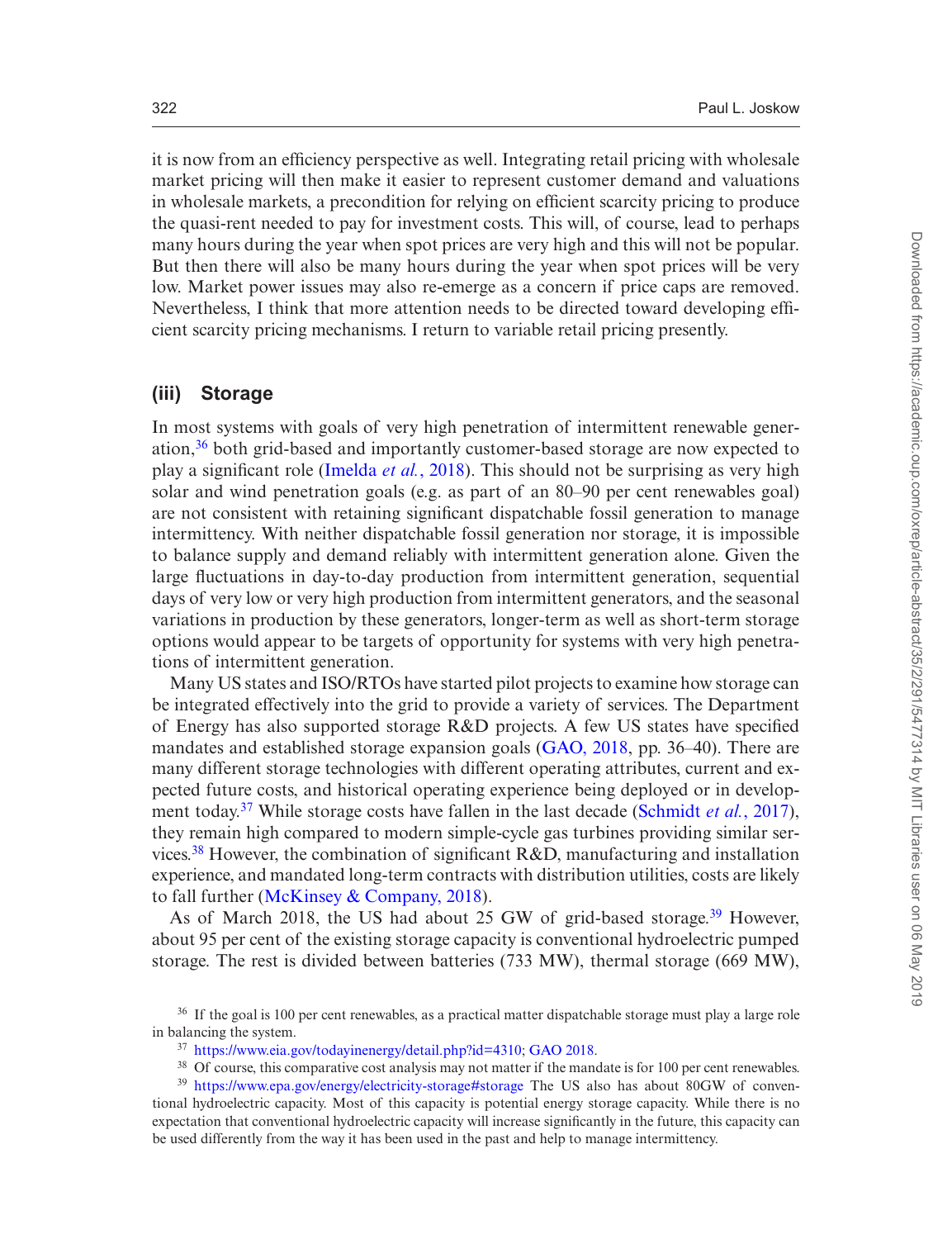it is now from an efficiency perspective as well. Integrating retail pricing with wholesale market pricing will then make it easier to represent customer demand and valuations in wholesale markets, a precondition for relying on efficient scarcity pricing to produce the quasi-rent needed to pay for investment costs. This will, of course, lead to perhaps many hours during the year when spot prices are very high and this will not be popular. But then there will also be many hours during the year when spot prices will be very low. Market power issues may also re-emerge as a concern if price caps are removed. Nevertheless, I think that more attention needs to be directed toward developing efficient scarcity pricing mechanisms. I return to variable retail pricing presently.

### (iii) Storage

In most systems with goals of very high penetration of intermittent renewable generation,[36] both grid-based and importantly customer-based storage are now expected to play a significant role (Imelda *et al.*, 2018). This should not be surprising as very high solar and wind penetration goals (e.g. as part of an 80–90 per cent renewables goal) are not consistent with retaining significant dispatchable fossil generation to manage intermittency. With neither dispatchable fossil generation nor storage, it is impossible to balance supply and demand reliably with intermittent generation alone. Given the large fluctuations in day-to-day production from intermittent generation, sequential days of very low or very high production from intermittent generators, and the seasonal variations in production by these generators, longer-term as well as short-term storage options would appear to be targets of opportunity for systems with very high penetrations of intermittent generation.

Many US states and ISO/RTOs have started pilot projects to examine how storage can be integrated effectively into the grid to provide a variety of services. The Department of Energy has also supported storage R&D projects. A few US states have specified mandates and established storage expansion goals (GAO, 2018, pp. 36–40). There are many different storage technologies with different operating attributes, current and expected future costs, and historical operating experience being deployed or in development today.[37] While storage costs have fallen in the last decade (Schmidt *et al.*, 2017), they remain high compared to modern simple-cycle gas turbines providing similar services.[38] However, the combination of significant R&D, manufacturing and installation experience, and mandated long-term contracts with distribution utilities, costs are likely to fall further (McKinsey & Company, 2018).

As of March 2018, the US had about 25 GW of grid-based storage.[39] However, about 95 per cent of the existing storage capacity is conventional hydroelectric pumped storage. The rest is divided between batteries (733 MW), thermal storage (669 MW),

[36] If the goal is 100 per cent renewables, as a practical matter dispatchable storage must play a large role in balancing the system.

[37] https://www.eia.gov/todayinenergy/detail.php?id=4310; GAO 2018.

[38] Of course, this comparative cost analysis may not matter if the mandate is for 100 per cent renewables.

[39] https://www.epa.gov/energy/electricity-storage#storage The US also has about 80GW of conventional hydroelectric capacity. Most of this capacity is potential energy storage capacity. While there is no expectation that conventional hydroelectric capacity will increase significantly in the future, this capacity can be used differently from the way it has been used in the past and help to manage intermittency.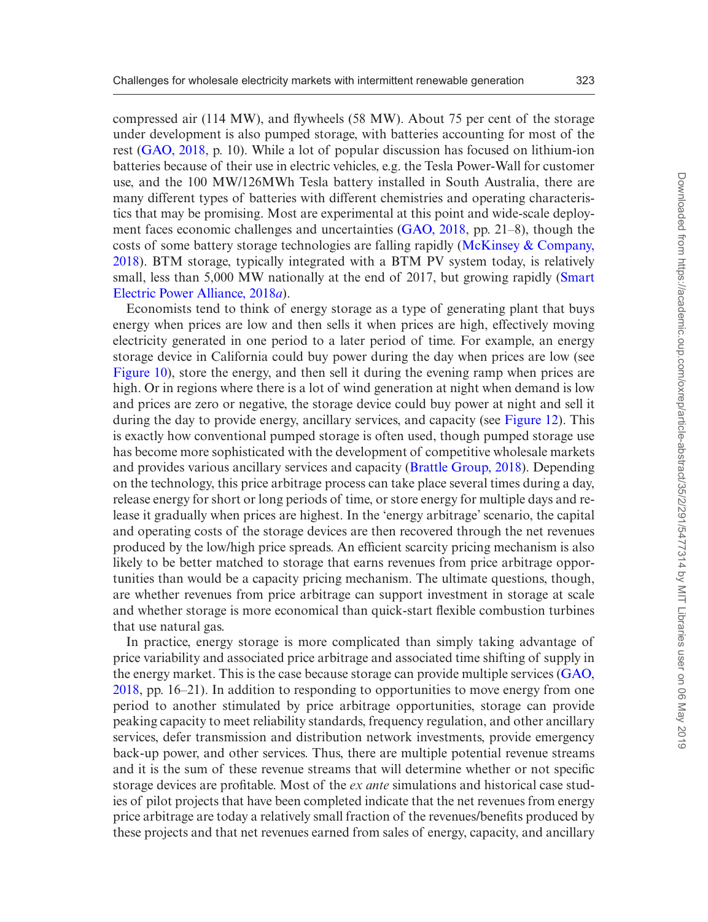compressed air (114 MW), and flywheels (58 MW). About 75 per cent of the storage under development is also pumped storage, with batteries accounting for most of the rest (GAO, 2018, p. 10). While a lot of popular discussion has focused on lithium-ion batteries because of their use in electric vehicles, e.g. the Tesla Power-Wall for customer use, and the 100 MW/126MWh Tesla battery installed in South Australia, there are many different types of batteries with different chemistries and operating characteristics that may be promising. Most are experimental at this point and wide-scale deployment faces economic challenges and uncertainties (GAO, 2018, pp. 21–8), though the costs of some battery storage technologies are falling rapidly (McKinsey & Company, 2018). BTM storage, typically integrated with a BTM PV system today, is relatively small, less than 5,000 MW nationally at the end of 2017, but growing rapidly (Smart Electric Power Alliance, 2018*a*).

Economists tend to think of energy storage as a type of generating plant that buys energy when prices are low and then sells it when prices are high, effectively moving electricity generated in one period to a later period of time. For example, an energy storage device in California could buy power during the day when prices are low (see Figure 10), store the energy, and then sell it during the evening ramp when prices are high. Or in regions where there is a lot of wind generation at night when demand is low and prices are zero or negative, the storage device could buy power at night and sell it during the day to provide energy, ancillary services, and capacity (see Figure 12). This is exactly how conventional pumped storage is often used, though pumped storage use has become more sophisticated with the development of competitive wholesale markets and provides various ancillary services and capacity (Brattle Group, 2018). Depending on the technology, this price arbitrage process can take place several times during a day, release energy for short or long periods of time, or store energy for multiple days and release it gradually when prices are highest. In the 'energy arbitrage' scenario, the capital and operating costs of the storage devices are then recovered through the net revenues produced by the low/high price spreads. An efficient scarcity pricing mechanism is also likely to be better matched to storage that earns revenues from price arbitrage opportunities than would be a capacity pricing mechanism. The ultimate questions, though, are whether revenues from price arbitrage can support investment in storage at scale and whether storage is more economical than quick-start flexible combustion turbines that use natural gas.

In practice, energy storage is more complicated than simply taking advantage of price variability and associated price arbitrage and associated time shifting of supply in the energy market. This is the case because storage can provide multiple services (GAO, 2018, pp. 16–21). In addition to responding to opportunities to move energy from one period to another stimulated by price arbitrage opportunities, storage can provide peaking capacity to meet reliability standards, frequency regulation, and other ancillary services, defer transmission and distribution network investments, provide emergency back-up power, and other services. Thus, there are multiple potential revenue streams and it is the sum of these revenue streams that will determine whether or not specific storage devices are profitable. Most of the *ex ante* simulations and historical case studies of pilot projects that have been completed indicate that the net revenues from energy price arbitrage are today a relatively small fraction of the revenues/benefits produced by these projects and that net revenues earned from sales of energy, capacity, and ancillary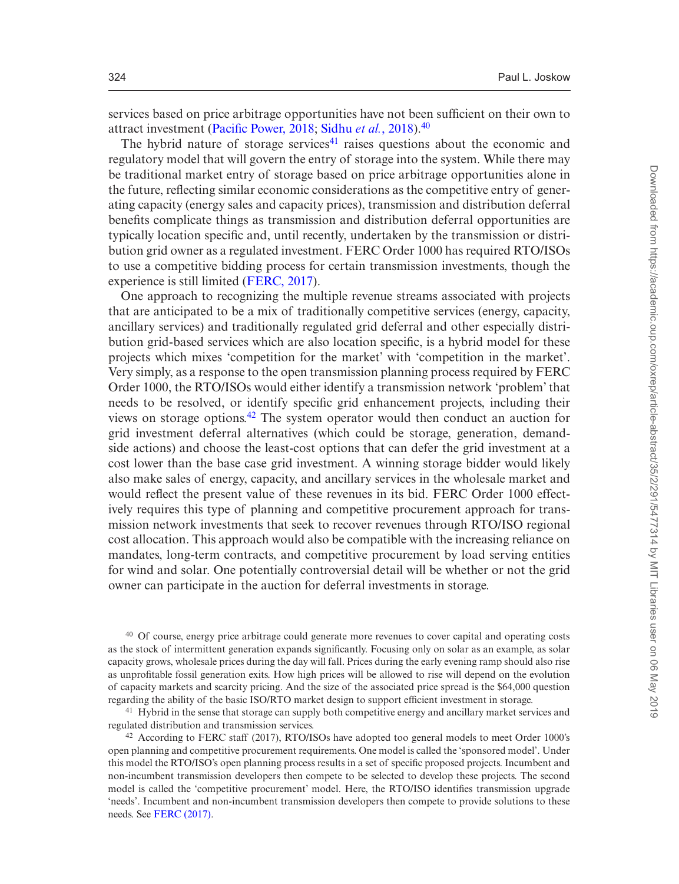services based on price arbitrage opportunities have not been sufficient on their own to attract investment (Pacific Power, 2018; Sidhu *et al.*, 2018).[40]

The hybrid nature of storage services[41] raises questions about the economic and regulatory model that will govern the entry of storage into the system. While there may be traditional market entry of storage based on price arbitrage opportunities alone in the future, reflecting similar economic considerations as the competitive entry of generating capacity (energy sales and capacity prices), transmission and distribution deferral benefits complicate things as transmission and distribution deferral opportunities are typically location specific and, until recently, undertaken by the transmission or distribution grid owner as a regulated investment. FERC Order 1000 has required RTO/ISOs to use a competitive bidding process for certain transmission investments, though the experience is still limited (FERC, 2017).

One approach to recognizing the multiple revenue streams associated with projects that are anticipated to be a mix of traditionally competitive services (energy, capacity, ancillary services) and traditionally regulated grid deferral and other especially distribution grid-based services which are also location specific, is a hybrid model for these projects which mixes 'competition for the market' with 'competition in the market'. Very simply, as a response to the open transmission planning process required by FERC Order 1000, the RTO/ISOs would either identify a transmission network 'problem' that needs to be resolved, or identify specific grid enhancement projects, including their views on storage options.[42] The system operator would then conduct an auction for grid investment deferral alternatives (which could be storage, generation, demand-side actions) and choose the least-cost options that can defer the grid investment at a cost lower than the base case grid investment. A winning storage bidder would likely also make sales of energy, capacity, and ancillary services in the wholesale market and would reflect the present value of these revenues in its bid. FERC Order 1000 effectively requires this type of planning and competitive procurement approach for transmission network investments that seek to recover revenues through RTO/ISO regional cost allocation. This approach would also be compatible with the increasing reliance on mandates, long-term contracts, and competitive procurement by load serving entities for wind and solar. One potentially controversial detail will be whether or not the grid owner can participate in the auction for deferral investments in storage.

[40] Of course, energy price arbitrage could generate more revenues to cover capital and operating costs as the stock of intermittent generation expands significantly. Focusing only on solar as an example, as solar capacity grows, wholesale prices during the day will fall. Prices during the early evening ramp should also rise as unprofitable fossil generation exits. How high prices will be allowed to rise will depend on the evolution of capacity markets and scarcity pricing. And the size of the associated price spread is the $64,000 question regarding the ability of the basic ISO/RTO market design to support efficient investment in storage.

[41] Hybrid in the sense that storage can supply both competitive energy and ancillary market services and regulated distribution and transmission services.

[42] According to FERC staff (2017), RTO/ISOs have adopted too general models to meet Order 1000's open planning and competitive procurement requirements. One model is called the 'sponsored model'. Under this model the RTO/ISO's open planning process results in a set of specific proposed projects. Incumbent and non-incumbent transmission developers then compete to be selected to develop these projects. The second model is called the 'competitive procurement' model. Here, the RTO/ISO identifies transmission upgrade 'needs'. Incumbent and non-incumbent transmission developers then compete to provide solutions to these needs. See FERC (2017).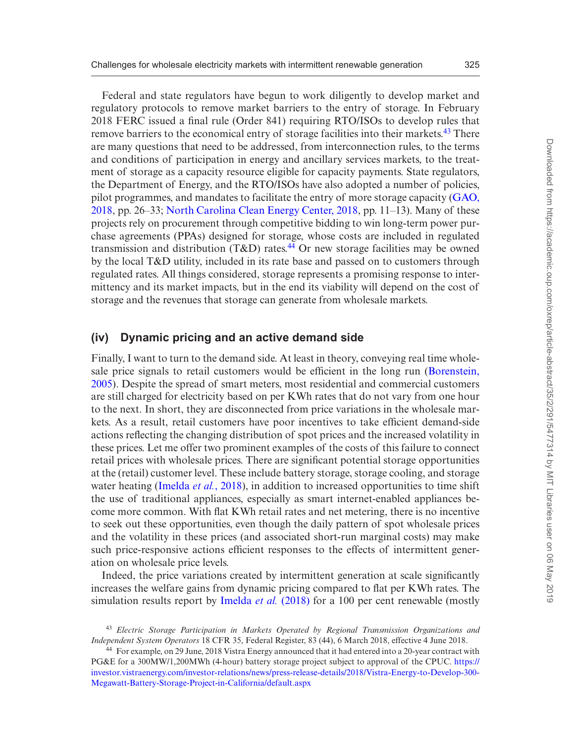Federal and state regulators have begun to work diligently to develop market and regulatory protocols to remove market barriers to the entry of storage. In February 2018 FERC issued a final rule (Order 841) requiring RTO/ISOs to develop rules that remove barriers to the economical entry of storage facilities into their markets.[43] There are many questions that need to be addressed, from interconnection rules, to the terms and conditions of participation in energy and ancillary services markets, to the treatment of storage as a capacity resource eligible for capacity payments. State regulators, the Department of Energy, and the RTO/ISOs have also adopted a number of policies, pilot programmes, and mandates to facilitate the entry of more storage capacity (GAO, 2018, pp. 26–33; North Carolina Clean Energy Center, 2018, pp. 11–13). Many of these projects rely on procurement through competitive bidding to win long-term power purchase agreements (PPAs) designed for storage, whose costs are included in regulated transmission and distribution (T&D) rates.[44] Or new storage facilities may be owned by the local T&D utility, included in its rate base and passed on to customers through regulated rates. All things considered, storage represents a promising response to intermittency and its market impacts, but in the end its viability will depend on the cost of storage and the revenues that storage can generate from wholesale markets.

## (iv) Dynamic pricing and an active demand side

Finally, I want to turn to the demand side. At least in theory, conveying real time wholesale price signals to retail customers would be efficient in the long run (Borenstein, 2005). Despite the spread of smart meters, most residential and commercial customers are still charged for electricity based on per KWh rates that do not vary from one hour to the next. In short, they are disconnected from price variations in the wholesale markets. As a result, retail customers have poor incentives to take efficient demand-side actions reflecting the changing distribution of spot prices and the increased volatility in these prices. Let me offer two prominent examples of the costs of this failure to connect retail prices with wholesale prices. There are significant potential storage opportunities at the (retail) customer level. These include battery storage, storage cooling, and storage water heating (Imelda *et al.*, 2018), in addition to increased opportunities to time shift the use of traditional appliances, especially as smart internet-enabled appliances become more common. With flat KWh retail rates and net metering, there is no incentive to seek out these opportunities, even though the daily pattern of spot wholesale prices and the volatility in these prices (and associated short-run marginal costs) may make such price-responsive actions efficient responses to the effects of intermittent generation on wholesale price levels.

Indeed, the price variations created by intermittent generation at scale significantly increases the welfare gains from dynamic pricing compared to flat per KWh rates. The simulation results report by Imelda *et al.* (2018) for a 100 per cent renewable (mostly

[43] *Electric Storage Participation in Markets Operated by Regional Transmission Organizations and Independent System Operators* 18 CFR 35, Federal Register, 83 (44), 6 March 2018, effective 4 June 2018.

[44] For example, on 29 June, 2018 Vistra Energy announced that it had entered into a 20-year contract with PG&E for a 300MW/1,200MWh (4-hour) battery storage project subject to approval of the CPUC. https://investor.vistraenergy.com/investor-relations/news/press-release-details/2018/Vistra-Energy-to-Develop-300-Megawatt-Battery-Storage-Project-in-California/default.aspx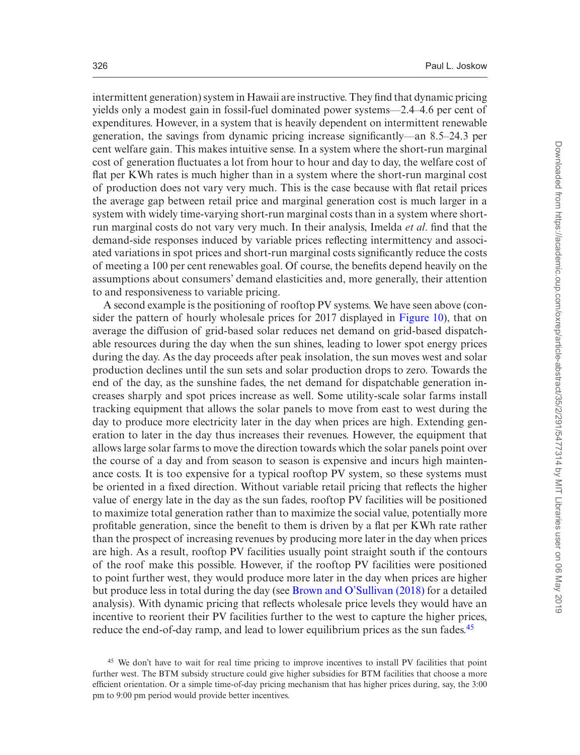intermittent generation) system in Hawaii are instructive. They find that dynamic pricing yields only a modest gain in fossil-fuel dominated power systems—2.4–4.6 per cent of expenditures. However, in a system that is heavily dependent on intermittent renewable generation, the savings from dynamic pricing increase significantly—an 8.5–24.3 per cent welfare gain. This makes intuitive sense. In a system where the short-run marginal cost of generation fluctuates a lot from hour to hour and day to day, the welfare cost of flat per KWh rates is much higher than in a system where the short-run marginal cost of production does not vary very much. This is the case because with flat retail prices the average gap between retail price and marginal generation cost is much larger in a system with widely time-varying short-run marginal costs than in a system where short-run marginal costs do not vary very much. In their analysis, Imelda *et al*. find that the demand-side responses induced by variable prices reflecting intermittency and associated variations in spot prices and short-run marginal costs significantly reduce the costs of meeting a 100 per cent renewables goal. Of course, the benefits depend heavily on the assumptions about consumers' demand elasticities and, more generally, their attention to and responsiveness to variable pricing.

A second example is the positioning of rooftop PV systems. We have seen above (consider the pattern of hourly wholesale prices for 2017 displayed in Figure 10), that on average the diffusion of grid-based solar reduces net demand on grid-based dispatchable resources during the day when the sun shines, leading to lower spot energy prices during the day. As the day proceeds after peak insolation, the sun moves west and solar production declines until the sun sets and solar production drops to zero. Towards the end of the day, as the sunshine fades, the net demand for dispatchable generation increases sharply and spot prices increase as well. Some utility-scale solar farms install tracking equipment that allows the solar panels to move from east to west during the day to produce more electricity later in the day when prices are high. Extending generation to later in the day thus increases their revenues. However, the equipment that allows large solar farms to move the direction towards which the solar panels point over the course of a day and from season to season is expensive and incurs high maintenance costs. It is too expensive for a typical rooftop PV system, so these systems must be oriented in a fixed direction. Without variable retail pricing that reflects the higher value of energy late in the day as the sun fades, rooftop PV facilities will be positioned to maximize total generation rather than to maximize the social value, potentially more profitable generation, since the benefit to them is driven by a flat per KWh rate rather than the prospect of increasing revenues by producing more later in the day when prices are high. As a result, rooftop PV facilities usually point straight south if the contours of the roof make this possible. However, if the rooftop PV facilities were positioned to point further west, they would produce more later in the day when prices are higher but produce less in total during the day (see Brown and O'Sullivan (2018) for a detailed analysis). With dynamic pricing that reflects wholesale price levels they would have an incentive to reorient their PV facilities further to the west to capture the higher prices, reduce the end-of-day ramp, and lead to lower equilibrium prices as the sun fades.[45]

[45] We don't have to wait for real time pricing to improve incentives to install PV facilities that point further west. The BTM subsidy structure could give higher subsidies for BTM facilities that choose a more efficient orientation. Or a simple time-of-day pricing mechanism that has higher prices during, say, the 3:00 pm to 9:00 pm period would provide better incentives.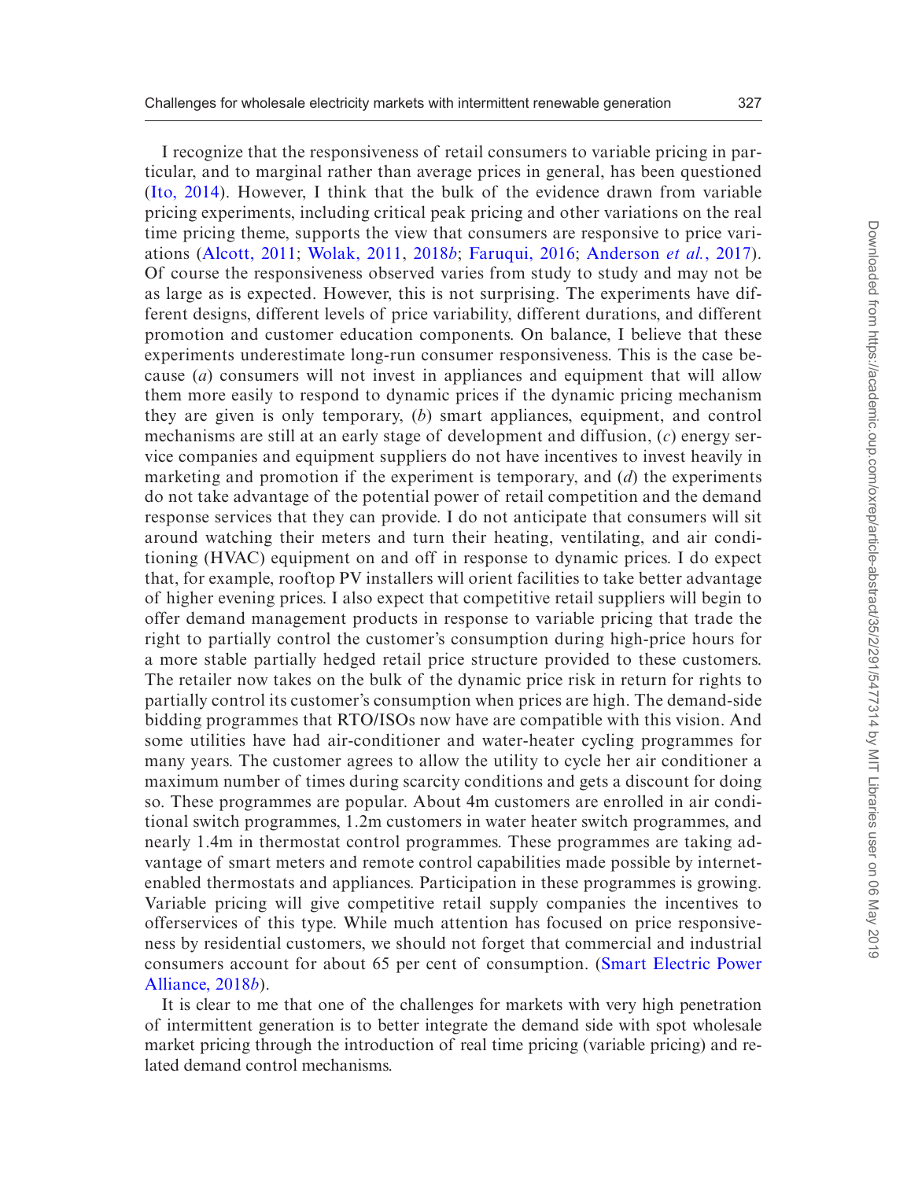I recognize that the responsiveness of retail consumers to variable pricing in particular, and to marginal rather than average prices in general, has been questioned (Ito, 2014). However, I think that the bulk of the evidence drawn from variable pricing experiments, including critical peak pricing and other variations on the real time pricing theme, supports the view that consumers are responsive to price variations (Alcott, 2011; Wolak, 2011, 2018*b*; Faruqui, 2016; Anderson *et al.*, 2017). Of course the responsiveness observed varies from study to study and may not be as large as is expected. However, this is not surprising. The experiments have different designs, different levels of price variability, different durations, and different promotion and customer education components. On balance, I believe that these experiments underestimate long-run consumer responsiveness. This is the case because (*a*) consumers will not invest in appliances and equipment that will allow them more easily to respond to dynamic prices if the dynamic pricing mechanism they are given is only temporary, (*b*) smart appliances, equipment, and control mechanisms are still at an early stage of development and diffusion, (*c*) energy service companies and equipment suppliers do not have incentives to invest heavily in marketing and promotion if the experiment is temporary, and (*d*) the experiments do not take advantage of the potential power of retail competition and the demand response services that they can provide. I do not anticipate that consumers will sit around watching their meters and turn their heating, ventilating, and air conditioning (HVAC) equipment on and off in response to dynamic prices. I do expect that, for example, rooftop PV installers will orient facilities to take better advantage of higher evening prices. I also expect that competitive retail suppliers will begin to offer demand management products in response to variable pricing that trade the right to partially control the customer's consumption during high-price hours for a more stable partially hedged retail price structure provided to these customers. The retailer now takes on the bulk of the dynamic price risk in return for rights to partially control its customer's consumption when prices are high. The demand-side bidding programmes that RTO/ISOs now have are compatible with this vision. And some utilities have had air-conditioner and water-heater cycling programmes for many years. The customer agrees to allow the utility to cycle her air conditioner a maximum number of times during scarcity conditions and gets a discount for doing so. These programmes are popular. About 4m customers are enrolled in air conditional switch programmes, 1.2m customers in water heater switch programmes, and nearly 1.4m in thermostat control programmes. These programmes are taking advantage of smart meters and remote control capabilities made possible by internet-enabled thermostats and appliances. Participation in these programmes is growing. Variable pricing will give competitive retail supply companies the incentives to offerservices of this type. While much attention has focused on price responsiveness by residential customers, we should not forget that commercial and industrial consumers account for about 65 per cent of consumption. (Smart Electric Power Alliance, 2018*b*).

It is clear to me that one of the challenges for markets with very high penetration of intermittent generation is to better integrate the demand side with spot wholesale market pricing through the introduction of real time pricing (variable pricing) and related demand control mechanisms.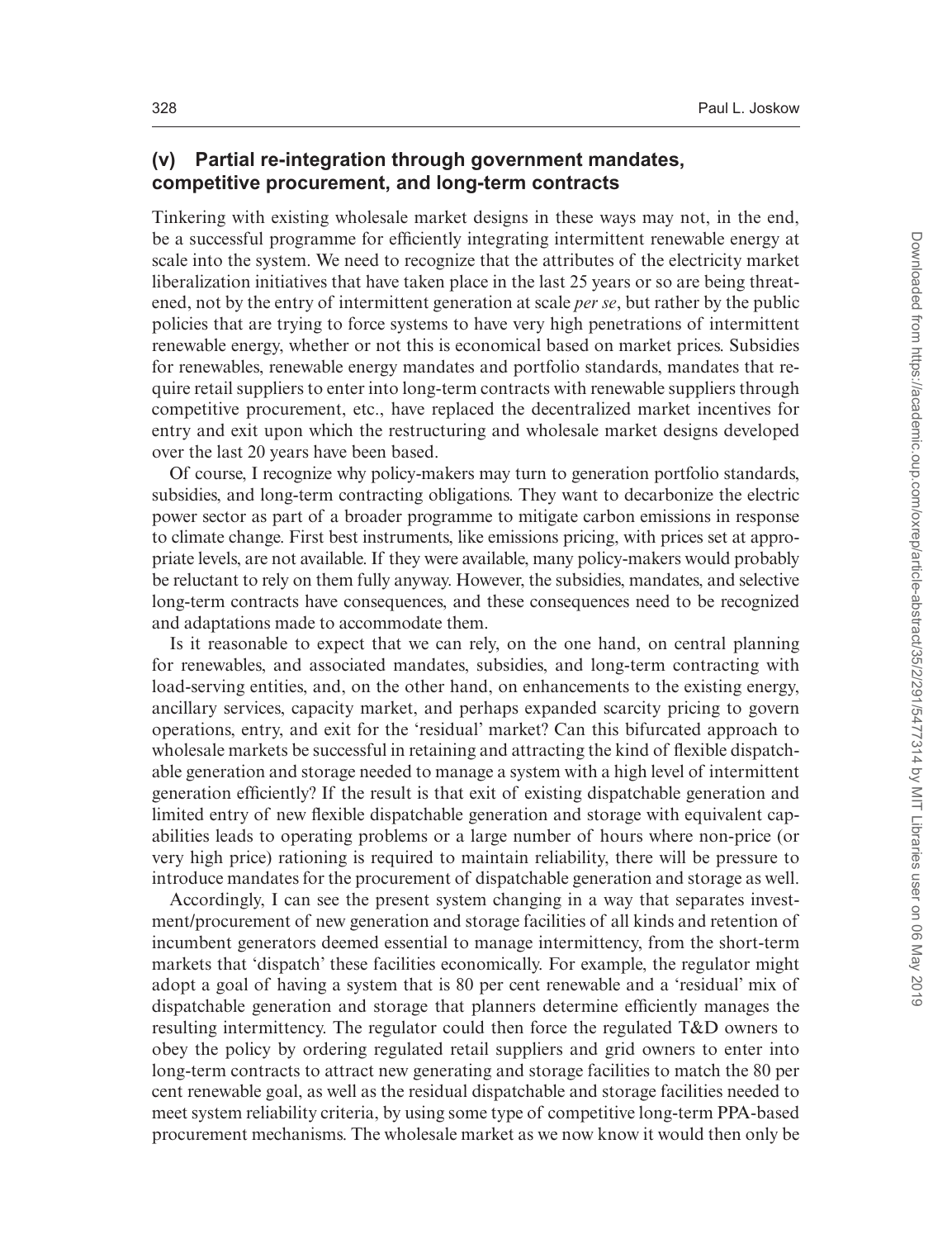### (v) Partial re-integration through government mandates, competitive procurement, and long-term contracts

Tinkering with existing wholesale market designs in these ways may not, in the end, be a successful programme for efficiently integrating intermittent renewable energy at scale into the system. We need to recognize that the attributes of the electricity market liberalization initiatives that have taken place in the last 25 years or so are being threatened, not by the entry of intermittent generation at scale *per se*, but rather by the public policies that are trying to force systems to have very high penetrations of intermittent renewable energy, whether or not this is economical based on market prices. Subsidies for renewables, renewable energy mandates and portfolio standards, mandates that require retail suppliers to enter into long-term contracts with renewable suppliers through competitive procurement, etc., have replaced the decentralized market incentives for entry and exit upon which the restructuring and wholesale market designs developed over the last 20 years have been based.

Of course, I recognize why policy-makers may turn to generation portfolio standards, subsidies, and long-term contracting obligations. They want to decarbonize the electric power sector as part of a broader programme to mitigate carbon emissions in response to climate change. First best instruments, like emissions pricing, with prices set at appropriate levels, are not available. If they were available, many policy-makers would probably be reluctant to rely on them fully anyway. However, the subsidies, mandates, and selective long-term contracts have consequences, and these consequences need to be recognized and adaptations made to accommodate them.

Is it reasonable to expect that we can rely, on the one hand, on central planning for renewables, and associated mandates, subsidies, and long-term contracting with load-serving entities, and, on the other hand, on enhancements to the existing energy, ancillary services, capacity market, and perhaps expanded scarcity pricing to govern operations, entry, and exit for the 'residual' market? Can this bifurcated approach to wholesale markets be successful in retaining and attracting the kind of flexible dispatchable generation and storage needed to manage a system with a high level of intermittent generation efficiently? If the result is that exit of existing dispatchable generation and limited entry of new flexible dispatchable generation and storage with equivalent capabilities leads to operating problems or a large number of hours where non-price (or very high price) rationing is required to maintain reliability, there will be pressure to introduce mandates for the procurement of dispatchable generation and storage as well.

Accordingly, I can see the present system changing in a way that separates investment/procurement of new generation and storage facilities of all kinds and retention of incumbent generators deemed essential to manage intermittency, from the short-term markets that 'dispatch' these facilities economically. For example, the regulator might adopt a goal of having a system that is 80 per cent renewable and a 'residual' mix of dispatchable generation and storage that planners determine efficiently manages the resulting intermittency. The regulator could then force the regulated T&D owners to obey the policy by ordering regulated retail suppliers and grid owners to enter into long-term contracts to attract new generating and storage facilities to match the 80 per cent renewable goal, as well as the residual dispatchable and storage facilities needed to meet system reliability criteria, by using some type of competitive long-term PPA-based procurement mechanisms. The wholesale market as we now know it would then only be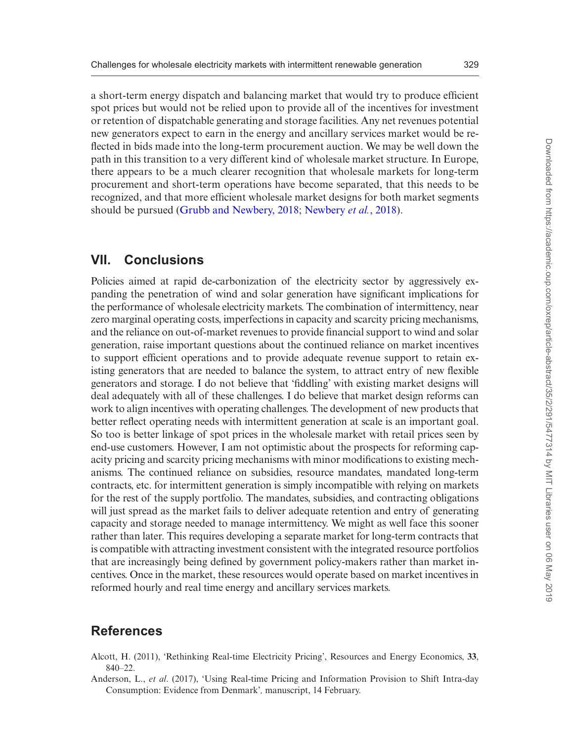a short-term energy dispatch and balancing market that would try to produce efficient spot prices but would not be relied upon to provide all of the incentives for investment or retention of dispatchable generating and storage facilities. Any net revenues potential new generators expect to earn in the energy and ancillary services market would be reflected in bids made into the long-term procurement auction. We may be well down the path in this transition to a very different kind of wholesale market structure. In Europe, there appears to be a much clearer recognition that wholesale markets for long-term procurement and short-term operations have become separated, that this needs to be recognized, and that more efficient wholesale market designs for both market segments should be pursued (Grubb and Newbery, 2018; Newbery *et al.*, 2018).

## VII. Conclusions

Policies aimed at rapid de-carbonization of the electricity sector by aggressively expanding the penetration of wind and solar generation have significant implications for the performance of wholesale electricity markets. The combination of intermittency, near zero marginal operating costs, imperfections in capacity and scarcity pricing mechanisms, and the reliance on out-of-market revenues to provide financial support to wind and solar generation, raise important questions about the continued reliance on market incentives to support efficient operations and to provide adequate revenue support to retain existing generators that are needed to balance the system, to attract entry of new flexible generators and storage. I do not believe that 'fiddling' with existing market designs will deal adequately with all of these challenges. I do believe that market design reforms can work to align incentives with operating challenges. The development of new products that better reflect operating needs with intermittent generation at scale is an important goal. So too is better linkage of spot prices in the wholesale market with retail prices seen by end-use customers. However, I am not optimistic about the prospects for reforming capacity pricing and scarcity pricing mechanisms with minor modifications to existing mechanisms. The continued reliance on subsidies, resource mandates, mandated long-term contracts, etc. for intermittent generation is simply incompatible with relying on markets for the rest of the supply portfolio. The mandates, subsidies, and contracting obligations will just spread as the market fails to deliver adequate retention and entry of generating capacity and storage needed to manage intermittency. We might as well face this sooner rather than later. This requires developing a separate market for long-term contracts that is compatible with attracting investment consistent with the integrated resource portfolios that are increasingly being defined by government policy-makers rather than market incentives. Once in the market, these resources would operate based on market incentives in reformed hourly and real time energy and ancillary services markets.

## References

Alcott, H. (2011), 'Rethinking Real-time Electricity Pricing', Resources and Energy Economics, **33**, 840–22.

Anderson, L., *et al*. (2017), 'Using Real-time Pricing and Information Provision to Shift Intra-day Consumption: Evidence from Denmark', manuscript, 14 February.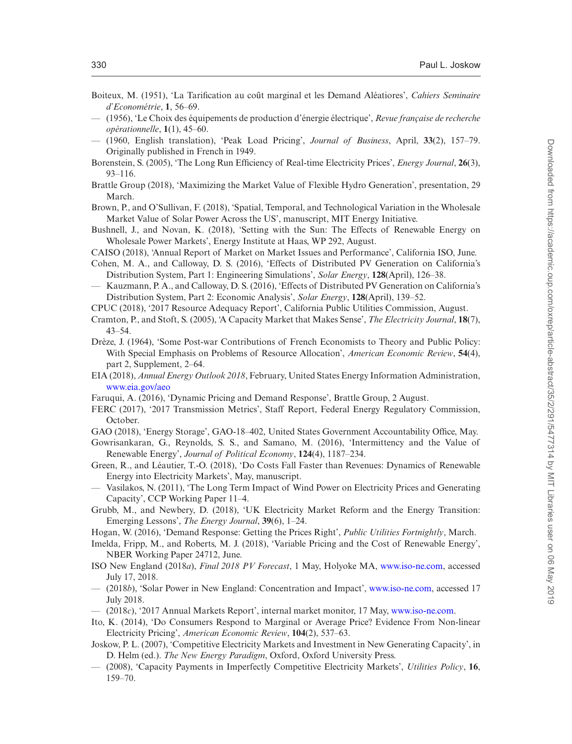Boiteux, M. (1951), 'La Tarification au coût marginal et les Demand Aléatiores', *Cahiers Seminaire d'Econométrie*, **1**, 56–69.

— (1956), 'Le Choix des équipements de production d'énergie électrique', *Revue française de recherche opérationnelle*, **1**(1), 45–60.

— (1960, English translation), 'Peak Load Pricing', *Journal of Business*, April, **33**(2), 157–79. Originally published in French in 1949.

Borenstein, S. (2005), 'The Long Run Efficiency of Real-time Electricity Prices', *Energy Journal*, **26**(3), 93–116.

Brattle Group (2018), 'Maximizing the Market Value of Flexible Hydro Generation', presentation, 29 March.

Brown, P., and O'Sullivan, F. (2018), 'Spatial, Temporal, and Technological Variation in the Wholesale Market Value of Solar Power Across the US', manuscript, MIT Energy Initiative.

Bushnell, J., and Novan, K. (2018), 'Setting with the Sun: The Effects of Renewable Energy on Wholesale Power Markets', Energy Institute at Haas, WP 292, August.

CAISO (2018), 'Annual Report of Market on Market Issues and Performance', California ISO, June.

Cohen, M. A., and Calloway, D. S. (2016), 'Effects of Distributed PV Generation on California's Distribution System, Part 1: Engineering Simulations', *Solar Energy*, **128**(April), 126–38.

— Kauzmann, P. A., and Calloway, D. S. (2016), 'Effects of Distributed PV Generation on California's Distribution System, Part 2: Economic Analysis', *Solar Energy*, **128**(April), 139–52.

CPUC (2018), '2017 Resource Adequacy Report', California Public Utilities Commission, August.

Cramton, P., and Stoft, S. (2005), 'A Capacity Market that Makes Sense', *The Electricity Journal*, **18**(7), 43–54.

Drèze, J. (1964), 'Some Post-war Contributions of French Economists to Theory and Public Policy: With Special Emphasis on Problems of Resource Allocation', *American Economic Review*, **54**(4), part 2, Supplement, 2–64.

EIA (2018), *Annual Energy Outlook 2018*, February, United States Energy Information Administration, www.eia.gov/aeo

Faruqui, A. (2016), 'Dynamic Pricing and Demand Response', Brattle Group, 2 August.

FERC (2017), '2017 Transmission Metrics', Staff Report, Federal Energy Regulatory Commission, October.

GAO (2018), 'Energy Storage', GAO-18–402, United States Government Accountability Office, May.

Gowrisankaran, G., Reynolds, S. S., and Samano, M. (2016), 'Intermittency and the Value of Renewable Energy', *Journal of Political Economy*, **124**(4), 1187–234.

Green, R., and Léautier, T.-O. (2018), 'Do Costs Fall Faster than Revenues: Dynamics of Renewable Energy into Electricity Markets', May, manuscript.

— Vasilakos, N. (2011), 'The Long Term Impact of Wind Power on Electricity Prices and Generating Capacity', CCP Working Paper 11–4.

Grubb, M., and Newbery, D. (2018), 'UK Electricity Market Reform and the Energy Transition: Emerging Lessons', *The Energy Journal*, **39**(6), 1–24.

Hogan, W. (2016), 'Demand Response: Getting the Prices Right', *Public Utilities Fortnightly*, March.

Imelda, Fripp, M., and Roberts, M. J. (2018), 'Variable Pricing and the Cost of Renewable Energy', NBER Working Paper 24712, June.

ISO New England (2018*a*), *Final 2018 PV Forecast*, 1 May, Holyoke MA, www.iso-ne.com, accessed July 17, 2018.

— (2018*b*), 'Solar Power in New England: Concentration and Impact', www.iso-ne.com, accessed 17 July 2018.

— (2018*c*), '2017 Annual Markets Report', internal market monitor, 17 May, www.iso-ne.com.

Ito, K. (2014), 'Do Consumers Respond to Marginal or Average Price? Evidence From Non-linear Electricity Pricing', *American Economic Review*, **104**(2), 537–63.

Joskow, P. L. (2007), 'Competitive Electricity Markets and Investment in New Generating Capacity', in D. Helm (ed.). *The New Energy Paradigm*, Oxford, Oxford University Press.

— (2008), 'Capacity Payments in Imperfectly Competitive Electricity Markets', *Utilities Policy*, **16**, 159–70.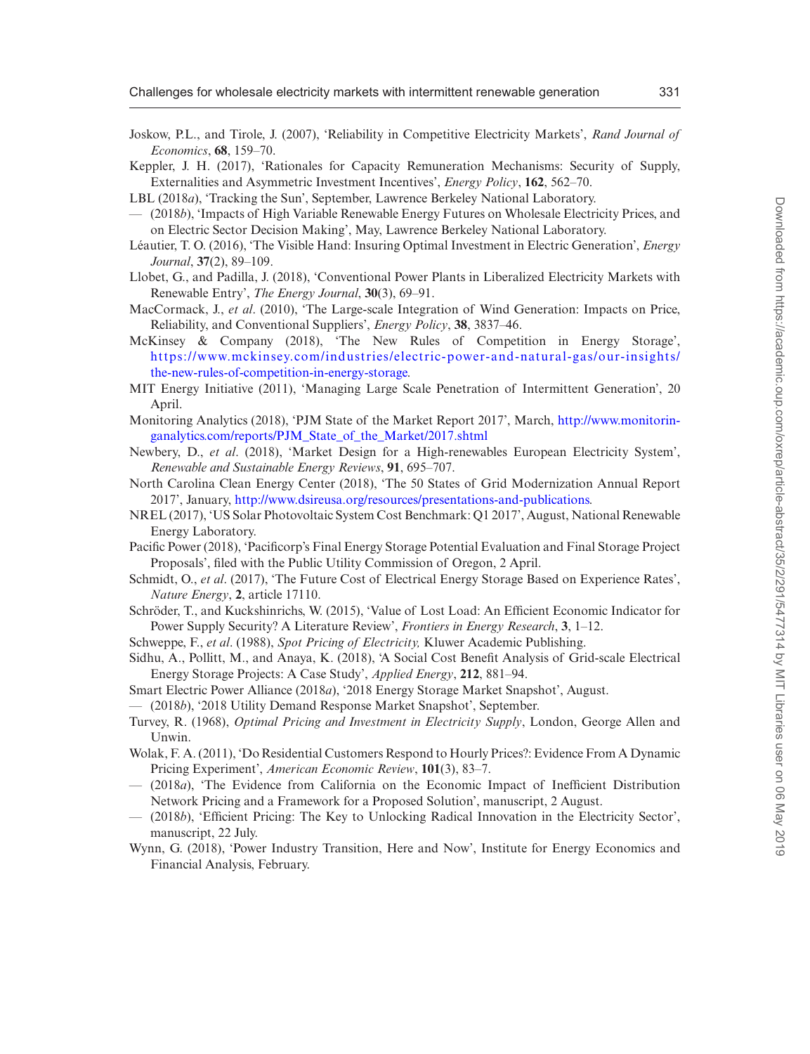Joskow, P.L., and Tirole, J. (2007), 'Reliability in Competitive Electricity Markets', *Rand Journal of Economics*, **68**, 159–70.

Keppler, J. H. (2017), 'Rationales for Capacity Remuneration Mechanisms: Security of Supply, Externalities and Asymmetric Investment Incentives', *Energy Policy*, **162**, 562–70.

LBL (2018*a*), 'Tracking the Sun', September, Lawrence Berkeley National Laboratory.

— (2018*b*), 'Impacts of High Variable Renewable Energy Futures on Wholesale Electricity Prices, and on Electric Sector Decision Making', May, Lawrence Berkeley National Laboratory.

Léautier, T. O. (2016), 'The Visible Hand: Insuring Optimal Investment in Electric Generation', *Energy Journal*, **37**(2), 89–109.

Llobet, G., and Padilla, J. (2018), 'Conventional Power Plants in Liberalized Electricity Markets with Renewable Entry', *The Energy Journal*, **30**(3), 69–91.

MacCormack, J., *et al*. (2010), 'The Large-scale Integration of Wind Generation: Impacts on Price, Reliability, and Conventional Suppliers', *Energy Policy*, **38**, 3837–46.

McKinsey & Company (2018), 'The New Rules of Competition in Energy Storage', https://www.mckinsey.com/industries/electric-power-and-natural-gas/our-insights/the-new-rules-of-competition-in-energy-storage.

MIT Energy Initiative (2011), 'Managing Large Scale Penetration of Intermittent Generation', 20 April.

Monitoring Analytics (2018), 'PJM State of the Market Report 2017', March, http://www.monitoringanalytics.com/reports/PJM_State_of_the_Market/2017.shtml

Newbery, D., *et al*. (2018), 'Market Design for a High-renewables European Electricity System', *Renewable and Sustainable Energy Reviews*, **91**, 695–707.

North Carolina Clean Energy Center (2018), 'The 50 States of Grid Modernization Annual Report 2017', January, http://www.dsireusa.org/resources/presentations-and-publications.

NREL (2017), 'US Solar Photovoltaic System Cost Benchmark: Q1 2017', August, National Renewable Energy Laboratory.

Pacific Power (2018), 'Pacificorp's Final Energy Storage Potential Evaluation and Final Storage Project Proposals', filed with the Public Utility Commission of Oregon, 2 April.

Schmidt, O., *et al*. (2017), 'The Future Cost of Electrical Energy Storage Based on Experience Rates', *Nature Energy*, **2**, article 17110.

Schröder, T., and Kuckshinrichs, W. (2015), 'Value of Lost Load: An Efficient Economic Indicator for Power Supply Security? A Literature Review', *Frontiers in Energy Research*, **3**, 1–12.

Schweppe, F., *et al*. (1988), *Spot Pricing of Electricity,* Kluwer Academic Publishing.

Sidhu, A., Pollitt, M., and Anaya, K. (2018), 'A Social Cost Benefit Analysis of Grid-scale Electrical Energy Storage Projects: A Case Study', *Applied Energy*, **212**, 881–94.

Smart Electric Power Alliance (2018*a*), '2018 Energy Storage Market Snapshot', August.

— (2018*b*), '2018 Utility Demand Response Market Snapshot', September.

Turvey, R. (1968), *Optimal Pricing and Investment in Electricity Supply*, London, George Allen and Unwin.

Wolak, F. A. (2011), 'Do Residential Customers Respond to Hourly Prices?: Evidence From A Dynamic Pricing Experiment', *American Economic Review*, **101**(3), 83–7.

— (2018*a*), 'The Evidence from California on the Economic Impact of Inefficient Distribution Network Pricing and a Framework for a Proposed Solution', manuscript, 2 August.

— (2018*b*), 'Efficient Pricing: The Key to Unlocking Radical Innovation in the Electricity Sector', manuscript, 22 July.

Wynn, G. (2018), 'Power Industry Transition, Here and Now', Institute for Energy Economics and Financial Analysis, February.